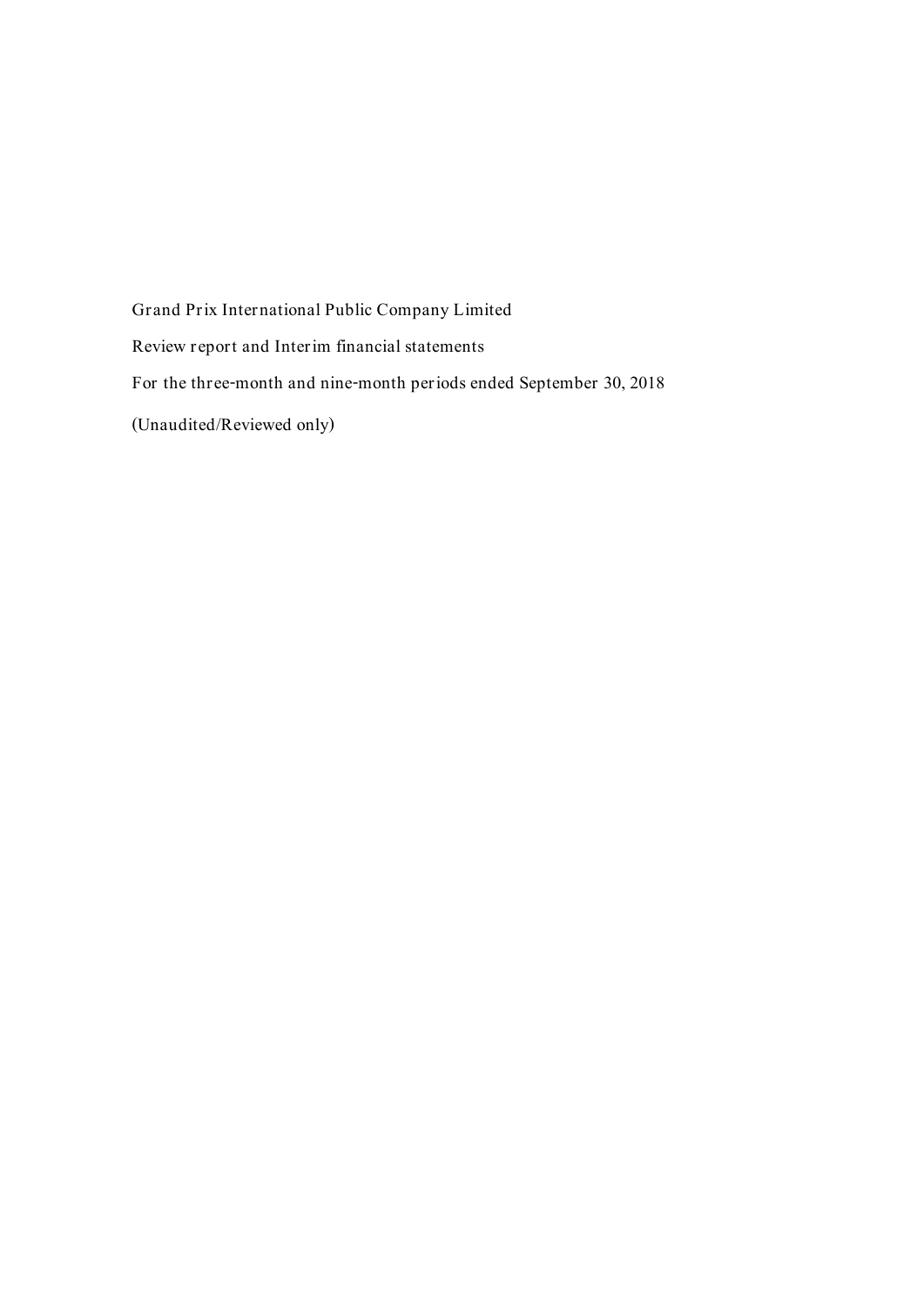Grand Prix International Public Company Limited

Review report and Interim financial statements

For the three-month and nine-month periods ended September 30, 2018

(Unaudited/Reviewed only)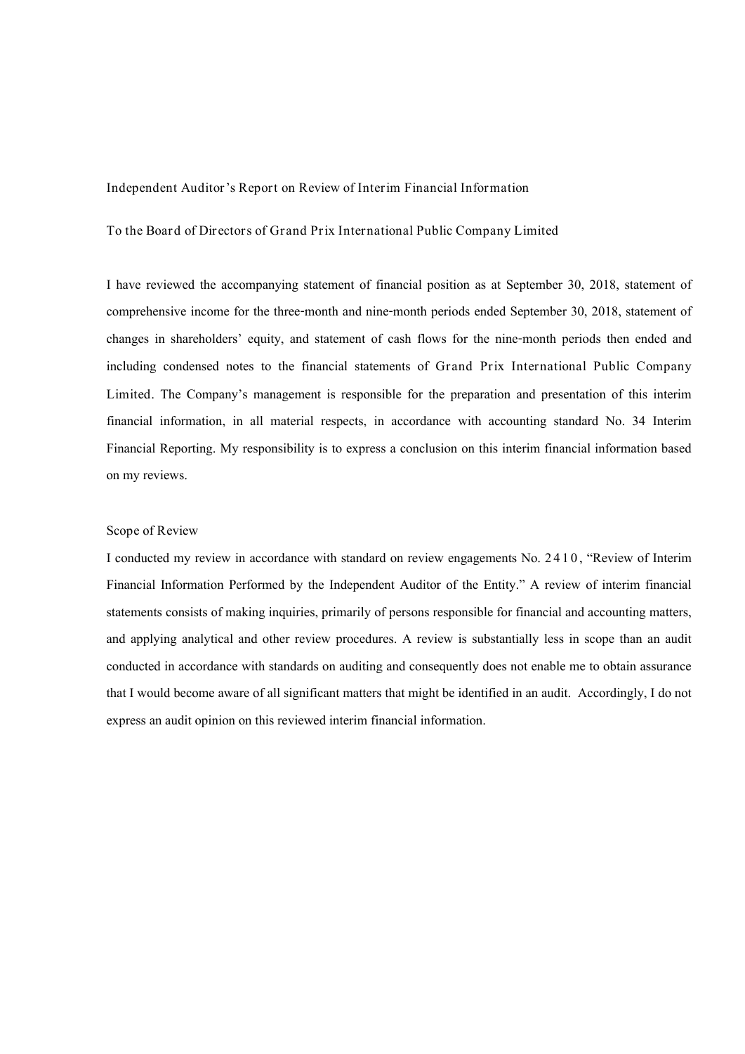Independent Auditor's Report on Review of Interim Financial Information

To the Board of Directors of Grand Prix International Public Company Limited

I have reviewed the accompanying statement of financial position as at September 30, 2018, statement of comprehensive income for the three-month and nine-month periods ended September 30, 2018, statement of changes in shareholders' equity, and statement of cash flows for the nine-month periods then ended and including condensed notes to the financial statements of Grand Prix International Public Company Limited. The Company's management is responsible for the preparation and presentation of this interim financial information, in all material respects, in accordance with accounting standard No. 34 Interim Financial Reporting. My responsibility is to express a conclusion on this interim financial information based on my reviews.

Scope of Review

I conducted my review in accordance with standard on review engagements No. 2410, "Review of Interim Financial Information Performed by the Independent Auditor of the Entity." A review of interim financial statements consists of making inquiries, primarily of persons responsible for financial and accounting matters, and applying analytical and other review procedures. A review is substantially less in scope than an audit conducted in accordance with standards on auditing and consequently does not enable me to obtain assurance that I would become aware of all significant matters that might be identified in an audit. Accordingly, I do not express an audit opinion on this reviewed interim financial information.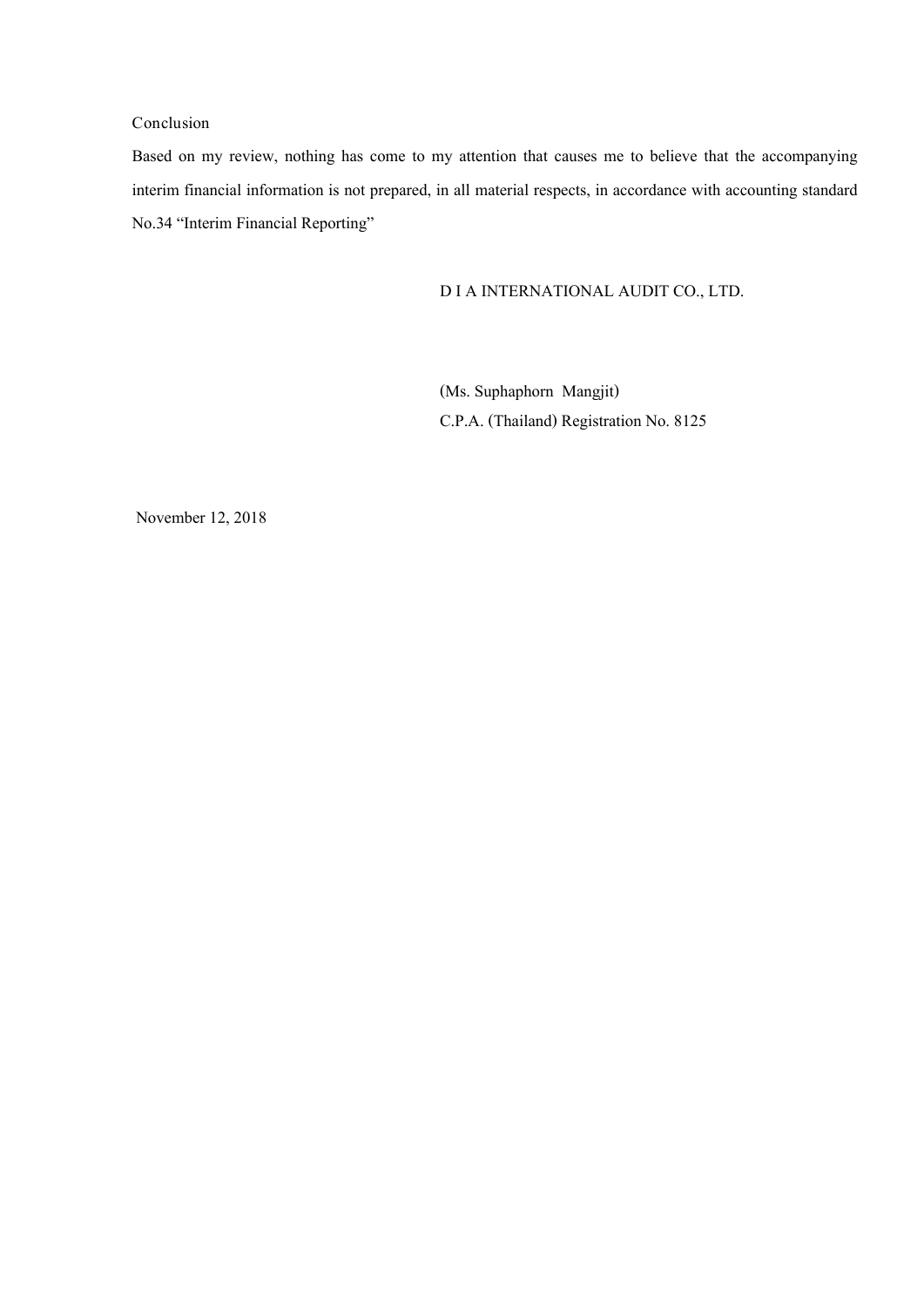## Conclusion

Based on my review, nothing has come to my attention that causes me to believe that the accompanying interim financial information is not prepared, in all material respects, in accordance with accounting standard No.34 "Interim Financial Reporting"

D I A INTERNATIONAL AUDIT CO., LTD.

(Ms. Suphaphorn Mangjit)
C.P.A. (Thailand) Registration No. 8125

November 12, 2018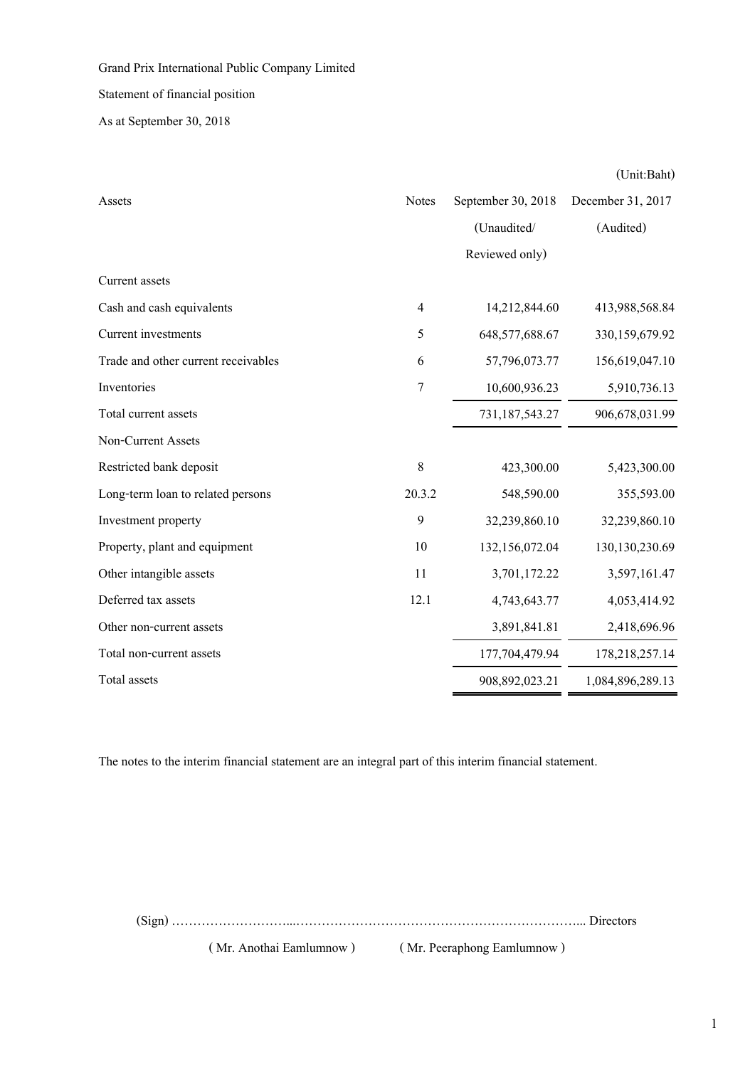Grand Prix International Public Company Limited

Statement of financial position

As at September 30, 2018

(Unit:Baht)

| Assets | Notes | September 30, 2018 (Unaudited/ Reviewed only) | December 31, 2017 (Audited) |
|---|---|---|---|
| Current assets | | | |
| Cash and cash equivalents | 4 | 14,212,844.60 | 413,988,568.84 |
| Current investments | 5 | 648,577,688.67 | 330,159,679.92 |
| Trade and other current receivables | 6 | 57,796,073.77 | 156,619,047.10 |
| Inventories | 7 | 10,600,936.23 | 5,910,736.13 |
| Total current assets | | 731,187,543.27 | 906,678,031.99 |
| Non-Current Assets | | | |
| Restricted bank deposit | 8 | 423,300.00 | 5,423,300.00 |
| Long-term loan to related persons | 20.3.2 | 548,590.00 | 355,593.00 |
| Investment property | 9 | 32,239,860.10 | 32,239,860.10 |
| Property, plant and equipment | 10 | 132,156,072.04 | 130,130,230.69 |
| Other intangible assets | 11 | 3,701,172.22 | 3,597,161.47 |
| Deferred tax assets | 12.1 | 4,743,643.77 | 4,053,414.92 |
| Other non-current assets | | 3,891,841.81 | 2,418,696.96 |
| Total non-current assets | | 177,704,479.94 | 178,218,257.14 |
| Total assets | | 908,892,023.21 | 1,084,896,289.13 |

The notes to the interim financial statement are an integral part of this interim financial statement.

(Sign) ……………………...…………………………………………………………... Directors

( Mr. Anothai Eamlumnow ) ( Mr. Peeraphong Eamlumnow )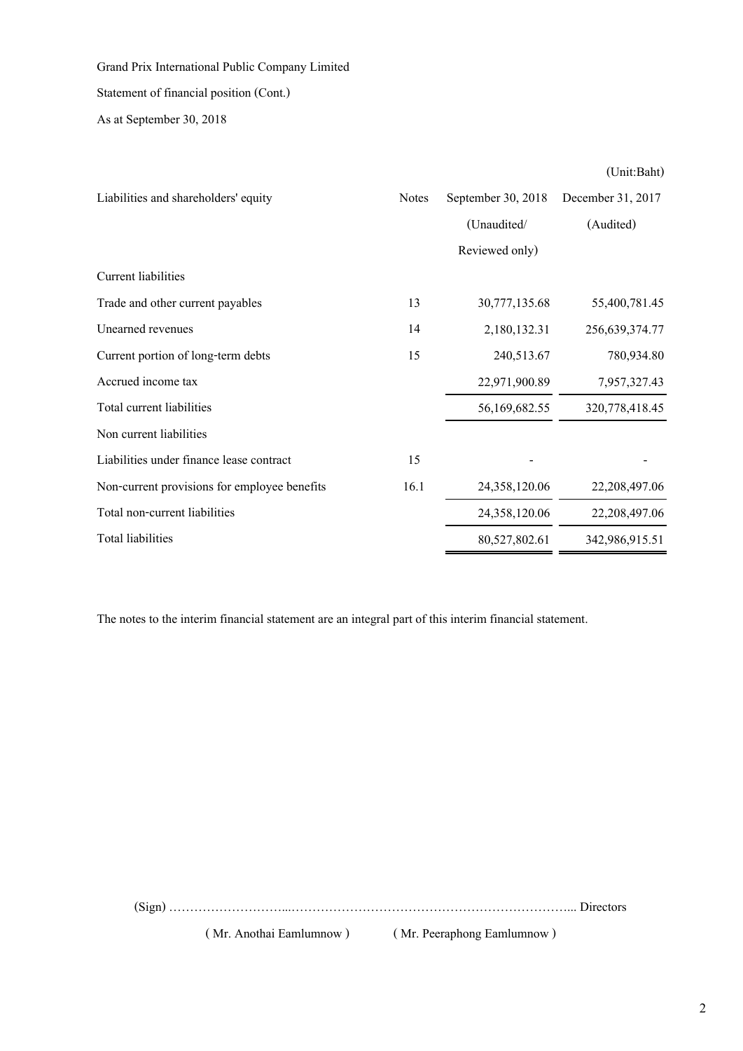Grand Prix International Public Company Limited

Statement of financial position (Cont.)

As at September 30, 2018

(Unit:Baht)

| Liabilities and shareholders' equity | Notes | September 30, 2018 (Unaudited/ Reviewed only) | December 31, 2017 (Audited) |
|---|---|---|---|
| Current liabilities | | | |
| Trade and other current payables | 13 | 30,777,135.68 | 55,400,781.45 |
| Unearned revenues | 14 | 2,180,132.31 | 256,639,374.77 |
| Current portion of long-term debts | 15 | 240,513.67 | 780,934.80 |
| Accrued income tax | | 22,971,900.89 | 7,957,327.43 |
| Total current liabilities | | 56,169,682.55 | 320,778,418.45 |
| Non current liabilities | | | |
| Liabilities under finance lease contract | 15 | - | - |
| Non-current provisions for employee benefits | 16.1 | 24,358,120.06 | 22,208,497.06 |
| Total non-current liabilities | | 24,358,120.06 | 22,208,497.06 |
| Total liabilities | | 80,527,802.61 | 342,986,915.51 |

The notes to the interim financial statement are an integral part of this interim financial statement.

(Sign) ……………………...…………………………………………………………... Directors

( Mr. Anothai Eamlumnow ) ( Mr. Peeraphong Eamlumnow )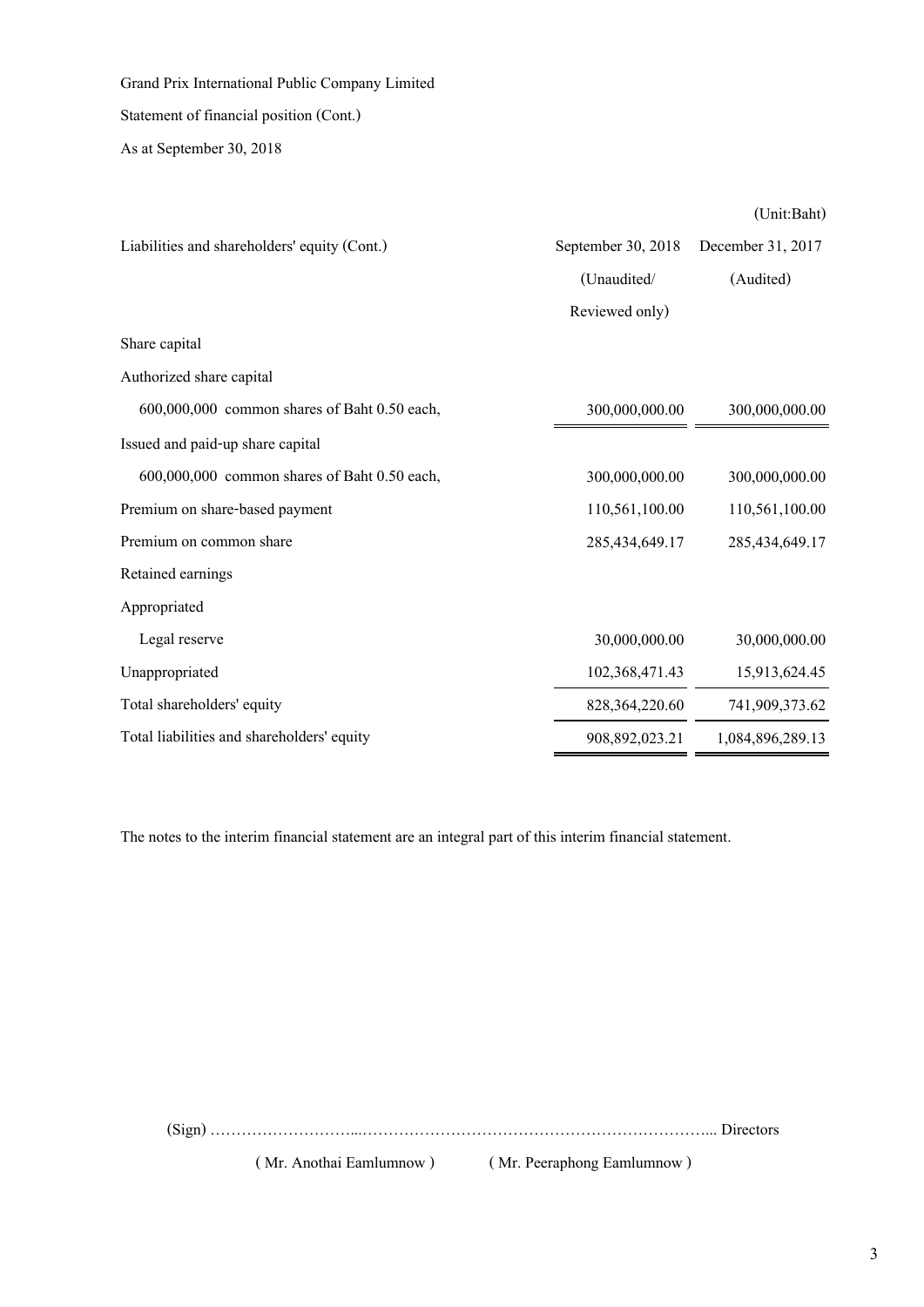Grand Prix International Public Company Limited

Statement of financial position (Cont.)

As at September 30, 2018

(Unit:Baht)

| Liabilities and shareholders' equity (Cont.) | September 30, 2018 (Unaudited/ Reviewed only) | December 31, 2017 (Audited) |
|---|---|---|
| Share capital | | |
| Authorized share capital | | |
| 600,000,000 common shares of Baht 0.50 each, | 300,000,000.00 | 300,000,000.00 |
| Issued and paid-up share capital | | |
| 600,000,000 common shares of Baht 0.50 each, | 300,000,000.00 | 300,000,000.00 |
| Premium on share-based payment | 110,561,100.00 | 110,561,100.00 |
| Premium on common share | 285,434,649.17 | 285,434,649.17 |
| Retained earnings | | |
| Appropriated | | |
| Legal reserve | 30,000,000.00 | 30,000,000.00 |
| Unappropriated | 102,368,471.43 | 15,913,624.45 |
| Total shareholders' equity | 828,364,220.60 | 741,909,373.62 |
| Total liabilities and shareholders' equity | 908,892,023.21 | 1,084,896,289.13 |

The notes to the interim financial statement are an integral part of this interim financial statement.

(Sign) ……………………...…………………………………………………………... Directors

( Mr. Anothai Eamlumnow ) ( Mr. Peeraphong Eamlumnow )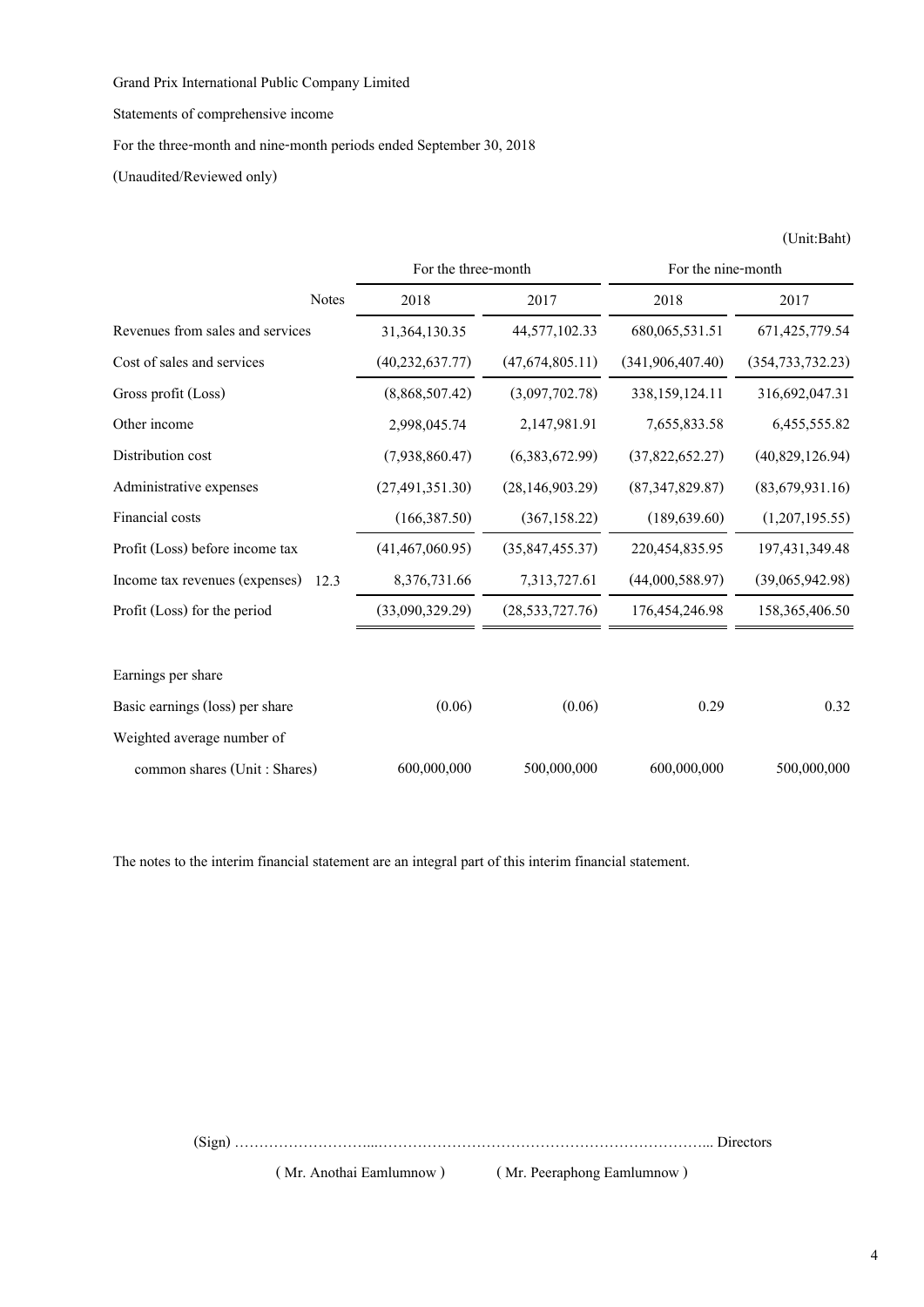Grand Prix International Public Company Limited

Statements of comprehensive income

For the three-month and nine-month periods ended September 30, 2018

(Unaudited/Reviewed only)

(Unit:Baht)

| | | For the three-month | | For the nine-month | |
|---|---|---|---|---|---|
| | Notes | 2018 | 2017 | 2018 | 2017 |
| Revenues from sales and services | | 31,364,130.35 | 44,577,102.33 | 680,065,531.51 | 671,425,779.54 |
| Cost of sales and services | | (40,232,637.77) | (47,674,805.11) | (341,906,407.40) | (354,733,732.23) |
| Gross profit (Loss) | | (8,868,507.42) | (3,097,702.78) | 338,159,124.11 | 316,692,047.31 |
| Other income | | 2,998,045.74 | 2,147,981.91 | 7,655,833.58 | 6,455,555.82 |
| Distribution cost | | (7,938,860.47) | (6,383,672.99) | (37,822,652.27) | (40,829,126.94) |
| Administrative expenses | | (27,491,351.30) | (28,146,903.29) | (87,347,829.87) | (83,679,931.16) |
| Financial costs | | (166,387.50) | (367,158.22) | (189,639.60) | (1,207,195.55) |
| Profit (Loss) before income tax | | (41,467,060.95) | (35,847,455.37) | 220,454,835.95 | 197,431,349.48 |
| Income tax revenues (expenses) | 12.3 | 8,376,731.66 | 7,313,727.61 | (44,000,588.97) | (39,065,942.98) |
| Profit (Loss) for the period | | (33,090,329.29) | (28,533,727.76) | 176,454,246.98 | 158,365,406.50 |
| | | | | | |
| Earnings per share | | | | | |
| Basic earnings (loss) per share | | (0.06) | (0.06) | 0.29 | 0.32 |
| Weighted average number of common shares (Unit : Shares) | | 600,000,000 | 500,000,000 | 600,000,000 | 500,000,000 |

The notes to the interim financial statement are an integral part of this interim financial statement.

(Sign) ……………………….……………………………………………………….. Directors

( Mr. Anothai Eamlumnow ) ( Mr. Peeraphong Eamlumnow )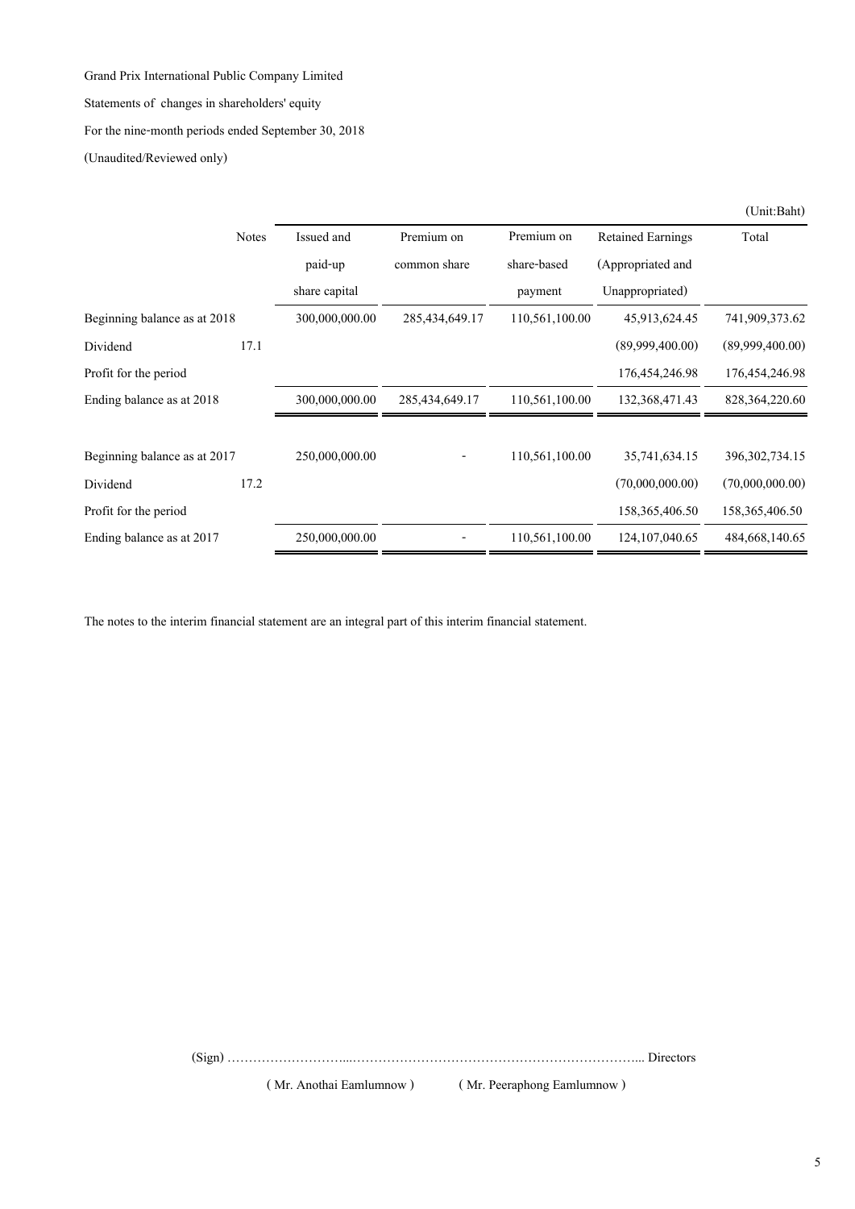Grand Prix International Public Company Limited

Statements of changes in shareholders' equity

For the nine-month periods ended September 30, 2018

(Unaudited/Reviewed only)

(Unit:Baht)

| | Notes | Issued and paid-up share capital | Premium on common share | Premium on share-based payment | Retained Earnings (Appropriated and Unappropriated) | Total |
|---|---|---|---|---|---|---|
| Beginning balance as at 2018 | | 300,000,000.00 | 285,434,649.17 | 110,561,100.00 | 45,913,624.45 | 741,909,373.62 |
| Dividend | 17.1 | | | | (89,999,400.00) | (89,999,400.00) |
| Profit for the period | | | | | 176,454,246.98 | 176,454,246.98 |
| Ending balance as at 2018 | | 300,000,000.00 | 285,434,649.17 | 110,561,100.00 | 132,368,471.43 | 828,364,220.60 |
| | | | | | | |
| Beginning balance as at 2017 | | 250,000,000.00 | - | 110,561,100.00 | 35,741,634.15 | 396,302,734.15 |
| Dividend | 17.2 | | | | (70,000,000.00) | (70,000,000.00) |
| Profit for the period | | | | | 158,365,406.50 | 158,365,406.50 |
| Ending balance as at 2017 | | 250,000,000.00 | - | 110,561,100.00 | 124,107,040.65 | 484,668,140.65 |

The notes to the interim financial statement are an integral part of this interim financial statement.

(Sign) ……………………...………………………………………………………... Directors

( Mr. Anothai Eamlumnow ) ( Mr. Peeraphong Eamlumnow )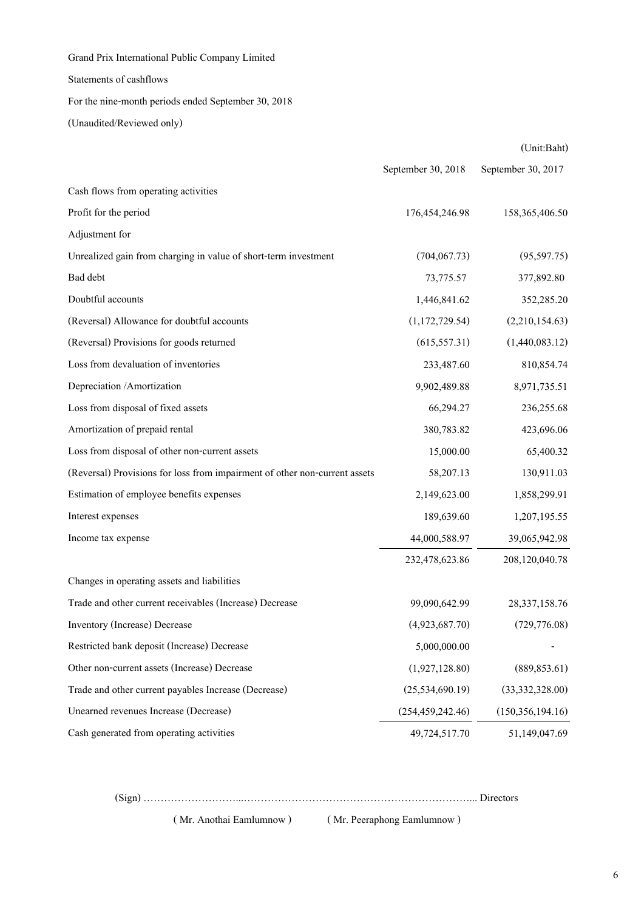Grand Prix International Public Company Limited

Statements of cashflows

For the nine-month periods ended September 30, 2018

(Unaudited/Reviewed only)

(Unit:Baht)

| | September 30, 2018 | September 30, 2017 |
|---|---|---|
| Cash flows from operating activities | | |
| Profit for the period | 176,454,246.98 | 158,365,406.50 |
| Adjustment for | | |
| Unrealized gain from charging in value of short-term investment | (704,067.73) | (95,597.75) |
| Bad debt | 73,775.57 | 377,892.80 |
| Doubtful accounts | 1,446,841.62 | 352,285.20 |
| (Reversal) Allowance for doubtful accounts | (1,172,729.54) | (2,210,154.63) |
| (Reversal) Provisions for goods returned | (615,557.31) | (1,440,083.12) |
| Loss from devaluation of inventories | 233,487.60 | 810,854.74 |
| Depreciation /Amortization | 9,902,489.88 | 8,971,735.51 |
| Loss from disposal of fixed assets | 66,294.27 | 236,255.68 |
| Amortization of prepaid rental | 380,783.82 | 423,696.06 |
| Loss from disposal of other non-current assets | 15,000.00 | 65,400.32 |
| (Reversal) Provisions for loss from impairment of other non-current assets | 58,207.13 | 130,911.03 |
| Estimation of employee benefits expenses | 2,149,623.00 | 1,858,299.91 |
| Interest expenses | 189,639.60 | 1,207,195.55 |
| Income tax expense | 44,000,588.97 | 39,065,942.98 |
| | 232,478,623.86 | 208,120,040.78 |
| Changes in operating assets and liabilities | | |
| Trade and other current receivables (Increase) Decrease | 99,090,642.99 | 28,337,158.76 |
| Inventory (Increase) Decrease | (4,923,687.70) | (729,776.08) |
| Restricted bank deposit (Increase) Decrease | 5,000,000.00 | - |
| Other non-current assets (Increase) Decrease | (1,927,128.80) | (889,853.61) |
| Trade and other current payables Increase (Decrease) | (25,534,690.19) | (33,332,328.00) |
| Unearned revenues Increase (Decrease) | (254,459,242.46) | (150,356,194.16) |
| Cash generated from operating activities | 49,724,517.70 | 51,149,047.69 |

(Sign) ……………………....……………………………………………………... Directors

( Mr. Anothai Eamlumnow ) ( Mr. Peeraphong Eamlumnow )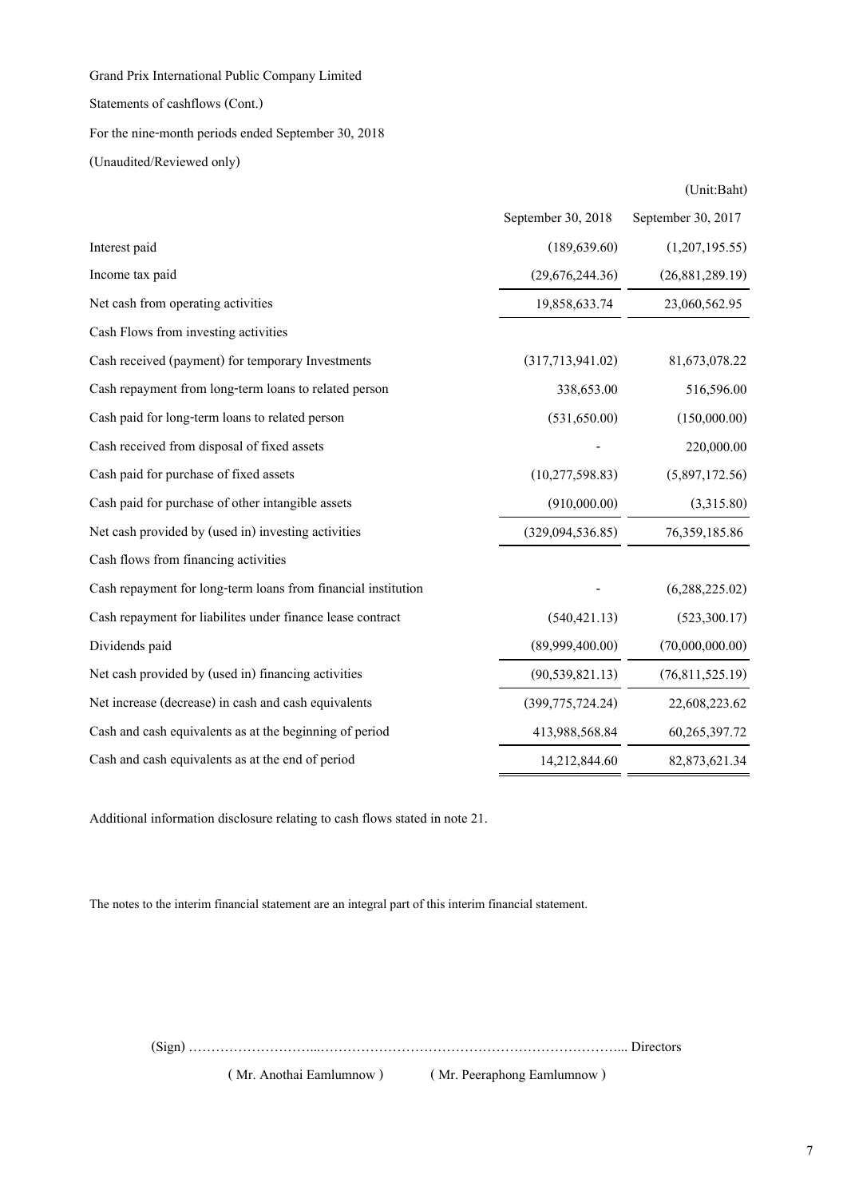Grand Prix International Public Company Limited

Statements of cashflows (Cont.)

For the nine-month periods ended September 30, 2018

(Unaudited/Reviewed only)

(Unit:Baht)

| | September 30, 2018 | September 30, 2017 |
|---|---|---|
| Interest paid | (189,639.60) | (1,207,195.55) |
| Income tax paid | (29,676,244.36) | (26,881,289.19) |
| Net cash from operating activities | 19,858,633.74 | 23,060,562.95 |
| Cash Flows from investing activities | | |
| Cash received (payment) for temporary Investments | (317,713,941.02) | 81,673,078.22 |
| Cash repayment from long-term loans to related person | 338,653.00 | 516,596.00 |
| Cash paid for long-term loans to related person | (531,650.00) | (150,000.00) |
| Cash received from disposal of fixed assets | - | 220,000.00 |
| Cash paid for purchase of fixed assets | (10,277,598.83) | (5,897,172.56) |
| Cash paid for purchase of other intangible assets | (910,000.00) | (3,315.80) |
| Net cash provided by (used in) investing activities | (329,094,536.85) | 76,359,185.86 |
| Cash flows from financing activities | | |
| Cash repayment for long-term loans from financial institution | - | (6,288,225.02) |
| Cash repayment for liabilites under finance lease contract | (540,421.13) | (523,300.17) |
| Dividends paid | (89,999,400.00) | (70,000,000.00) |
| Net cash provided by (used in) financing activities | (90,539,821.13) | (76,811,525.19) |
| Net increase (decrease) in cash and cash equivalents | (399,775,724.24) | 22,608,223.62 |
| Cash and cash equivalents as at the beginning of period | 413,988,568.84 | 60,265,397.72 |
| Cash and cash equivalents as at the end of period | 14,212,844.60 | 82,873,621.34 |

Additional information disclosure relating to cash flows stated in note 21.

The notes to the interim financial statement are an integral part of this interim financial statement.

(Sign) ……………………………………………………………………………………... Directors

( Mr. Anothai Eamlumnow ) ( Mr. Peeraphong Eamlumnow )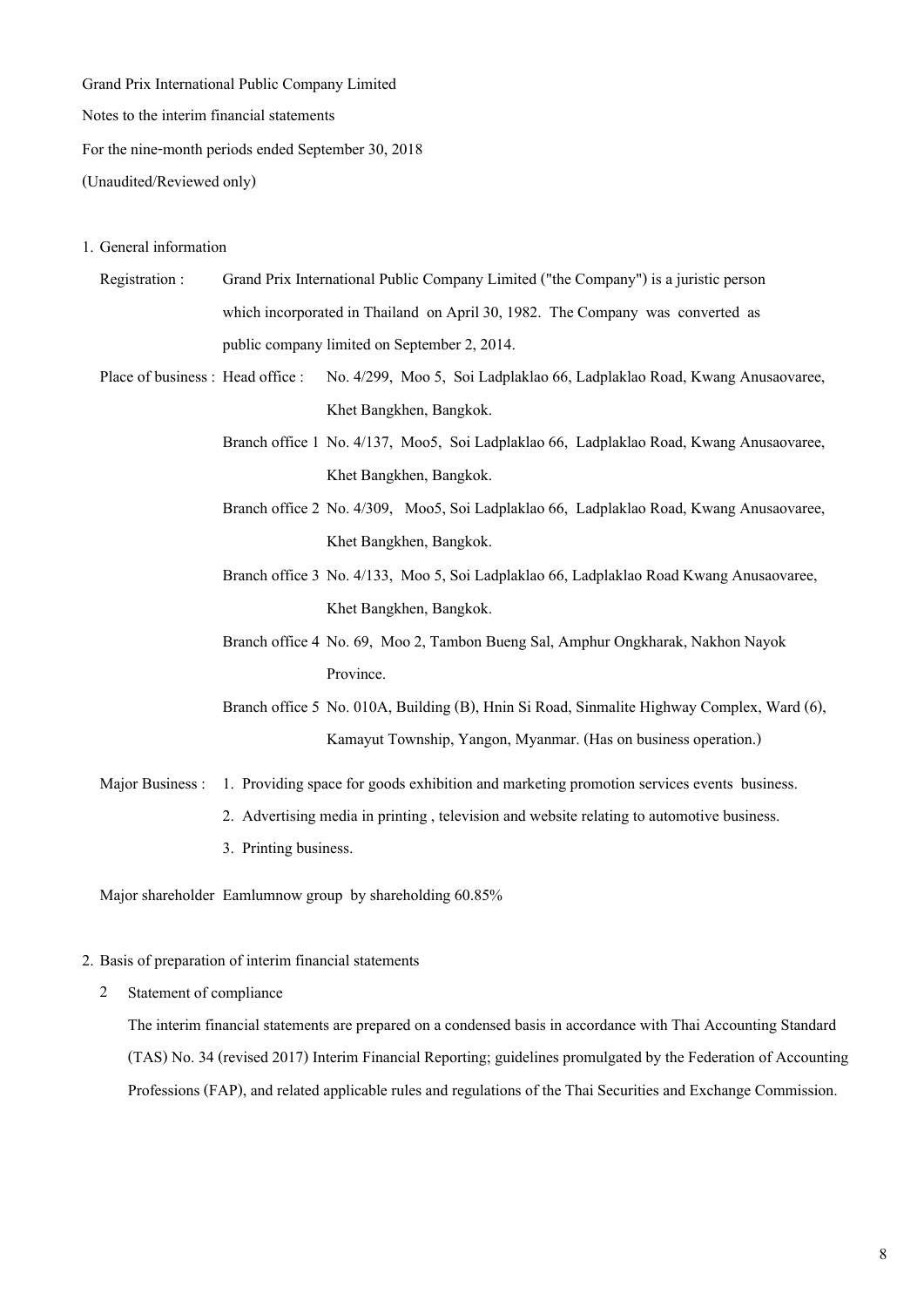Grand Prix International Public Company Limited

Notes to the interim financial statements

For the nine-month periods ended September 30, 2018

(Unaudited/Reviewed only)

1. General information

| | | |
|---|---|---|
| Registration : | Grand Prix International Public Company Limited ("the Company") is a juristic person which incorporated in Thailand on April 30, 1982. The Company was converted as public company limited on September 2, 2014. | |
| Place of business : | Head office : | No. 4/299, Moo 5, Soi Ladplaklao 66, Ladplaklao Road, Kwang Anusaovaree, Khet Bangkhen, Bangkok. |
| | Branch office 1 | No. 4/137, Moo5, Soi Ladplaklao 66, Ladplaklao Road, Kwang Anusaovaree, Khet Bangkhen, Bangkok. |
| | Branch office 2 | No. 4/309, Moo5, Soi Ladplaklao 66, Ladplaklao Road, Kwang Anusaovaree, Khet Bangkhen, Bangkok. |
| | Branch office 3 | No. 4/133, Moo 5, Soi Ladplaklao 66, Ladplaklao Road Kwang Anusaovaree, Khet Bangkhen, Bangkok. |
| | Branch office 4 | No. 69, Moo 2, Tambon Bueng Sal, Amphur Ongkharak, Nakhon Nayok Province. |
| | Branch office 5 | No. 010A, Building (B), Hnin Si Road, Sinmalite Highway Complex, Ward (6), Kamayut Township, Yangon, Myanmar. (Has on business operation.) |

Major Business :
1. Providing space for goods exhibition and marketing promotion services events business.
2. Advertising media in printing , television and website relating to automotive business.
3. Printing business.

Major shareholder Eamlumnow group by shareholding 60.85%

2. Basis of preparation of interim financial statements

2 Statement of compliance

The interim financial statements are prepared on a condensed basis in accordance with Thai Accounting Standard (TAS) No. 34 (revised 2017) Interim Financial Reporting; guidelines promulgated by the Federation of Accounting Professions (FAP), and related applicable rules and regulations of the Thai Securities and Exchange Commission.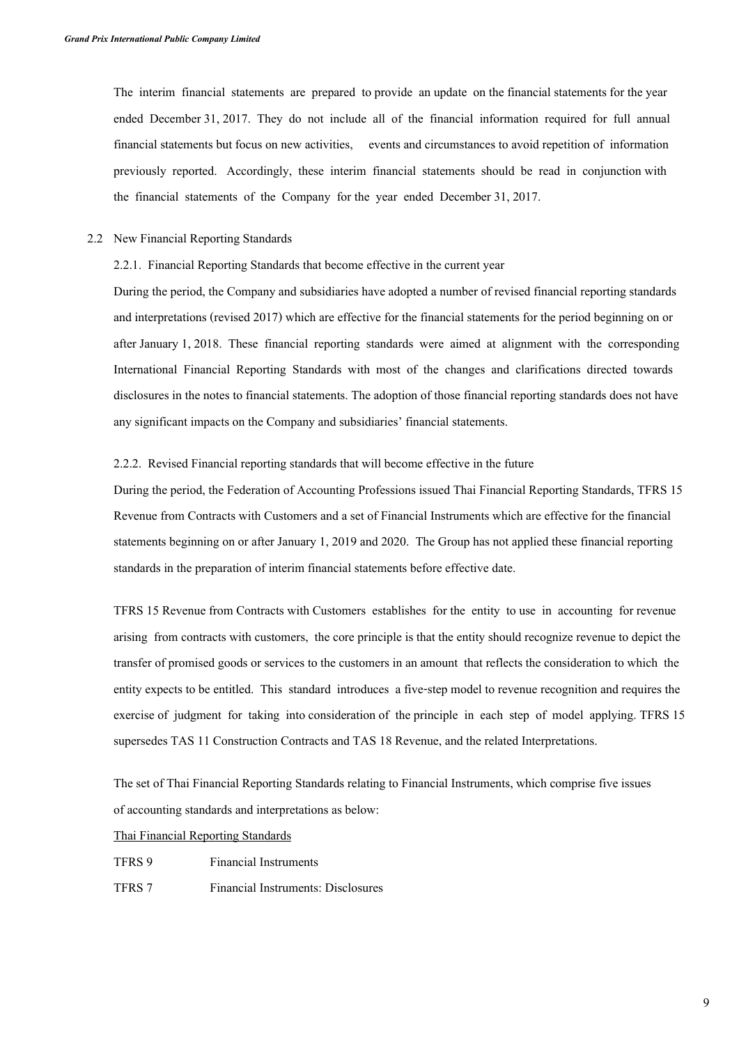The interim financial statements are prepared to provide an update on the financial statements for the year ended December 31, 2017. They do not include all of the financial information required for full annual financial statements but focus on new activities, events and circumstances to avoid repetition of information previously reported. Accordingly, these interim financial statements should be read in conjunction with the financial statements of the Company for the year ended December 31, 2017.

2.2 New Financial Reporting Standards

2.2.1. Financial Reporting Standards that become effective in the current year

During the period, the Company and subsidiaries have adopted a number of revised financial reporting standards and interpretations (revised 2017) which are effective for the financial statements for the period beginning on or after January 1, 2018. These financial reporting standards were aimed at alignment with the corresponding International Financial Reporting Standards with most of the changes and clarifications directed towards disclosures in the notes to financial statements. The adoption of those financial reporting standards does not have any significant impacts on the Company and subsidiaries' financial statements.

2.2.2. Revised Financial reporting standards that will become effective in the future

During the period, the Federation of Accounting Professions issued Thai Financial Reporting Standards, TFRS 15 Revenue from Contracts with Customers and a set of Financial Instruments which are effective for the financial statements beginning on or after January 1, 2019 and 2020. The Group has not applied these financial reporting standards in the preparation of interim financial statements before effective date.

TFRS 15 Revenue from Contracts with Customers establishes for the entity to use in accounting for revenue arising from contracts with customers, the core principle is that the entity should recognize revenue to depict the transfer of promised goods or services to the customers in an amount that reflects the consideration to which the entity expects to be entitled. This standard introduces a five-step model to revenue recognition and requires the exercise of judgment for taking into consideration of the principle in each step of model applying. TFRS 15 supersedes TAS 11 Construction Contracts and TAS 18 Revenue, and the related Interpretations.

The set of Thai Financial Reporting Standards relating to Financial Instruments, which comprise five issues of accounting standards and interpretations as below:

Thai Financial Reporting Standards

TFRS 9 Financial Instruments

TFRS 7 Financial Instruments: Disclosures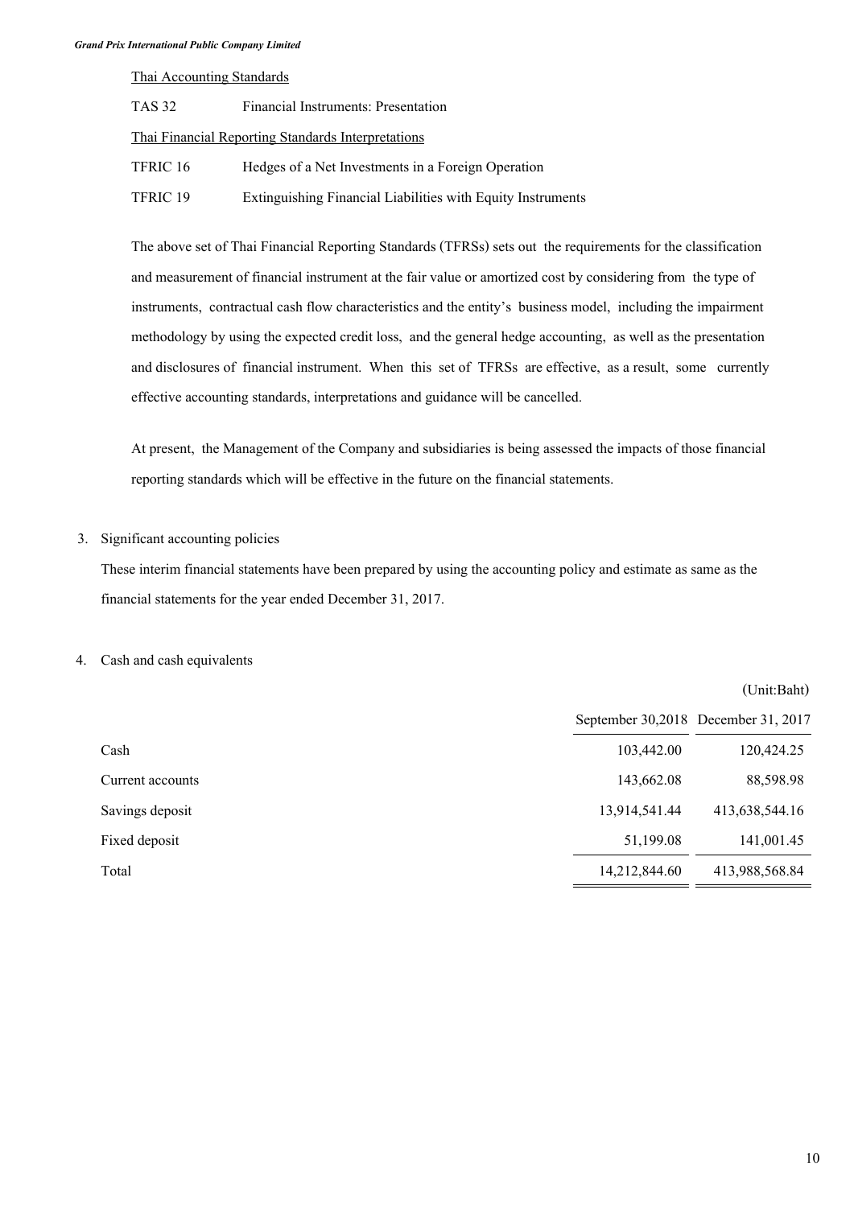Thai Accounting Standards

| | |
|---|---|
| TAS 32 | Financial Instruments: Presentation |

Thai Financial Reporting Standards Interpretations

| | |
|---|---|
| TFRIC 16 | Hedges of a Net Investments in a Foreign Operation |
| TFRIC 19 | Extinguishing Financial Liabilities with Equity Instruments |

The above set of Thai Financial Reporting Standards (TFRSs) sets out the requirements for the classification and measurement of financial instrument at the fair value or amortized cost by considering from the type of instruments, contractual cash flow characteristics and the entity's business model, including the impairment methodology by using the expected credit loss, and the general hedge accounting, as well as the presentation and disclosures of financial instrument. When this set of TFRSs are effective, as a result, some currently effective accounting standards, interpretations and guidance will be cancelled.

At present, the Management of the Company and subsidiaries is being assessed the impacts of those financial reporting standards which will be effective in the future on the financial statements.

3. Significant accounting policies

These interim financial statements have been prepared by using the accounting policy and estimate as same as the financial statements for the year ended December 31, 2017.

4. Cash and cash equivalents

(Unit:Baht)

| | September 30,2018 | December 31, 2017 |
|---|---|---|
| Cash | 103,442.00 | 120,424.25 |
| Current accounts | 143,662.08 | 88,598.98 |
| Savings deposit | 13,914,541.44 | 413,638,544.16 |
| Fixed deposit | 51,199.08 | 141,001.45 |
| Total | 14,212,844.60 | 413,988,568.84 |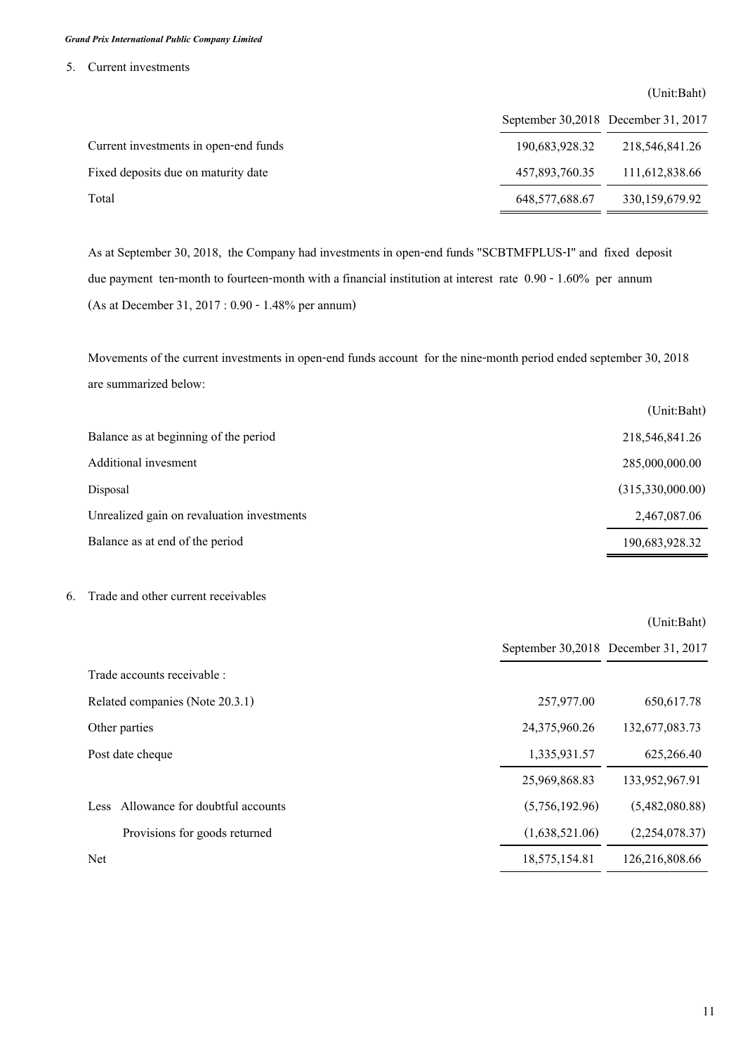## 5. Current investments

| | September 30,2018 | December 31, 2017 |
|---|---|---|
| | | (Unit:Baht) |
| Current investments in open-end funds | 190,683,928.32 | 218,546,841.26 |
| Fixed deposits due on maturity date | 457,893,760.35 | 111,612,838.66 |
| Total | 648,577,688.67 | 330,159,679.92 |

As at September 30, 2018, the Company had investments in open-end funds "SCBTMFPLUS-I" and fixed deposit due payment ten-month to fourteen-month with a financial institution at interest rate 0.90 - 1.60% per annum (As at December 31, 2017 : 0.90 - 1.48% per annum)

Movements of the current investments in open-end funds account for the nine-month period ended september 30, 2018 are summarized below:

| | (Unit:Baht) |
|---|---|
| Balance as at beginning of the period | 218,546,841.26 |
| Additional invesment | 285,000,000.00 |
| Disposal | (315,330,000.00) |
| Unrealized gain on revaluation investments | 2,467,087.06 |
| Balance as at end of the period | 190,683,928.32 |

## 6. Trade and other current receivables

| | September 30,2018 | December 31, 2017 |
|---|---|---|
| | | (Unit:Baht) |
| Trade accounts receivable : | | |
| Related companies (Note 20.3.1) | 257,977.00 | 650,617.78 |
| Other parties | 24,375,960.26 | 132,677,083.73 |
| Post date cheque | 1,335,931.57 | 625,266.40 |
| | 25,969,868.83 | 133,952,967.91 |
| Less Allowance for doubtful accounts | (5,756,192.96) | (5,482,080.88) |
| Provisions for goods returned | (1,638,521.06) | (2,254,078.37) |
| Net | 18,575,154.81 | 126,216,808.66 |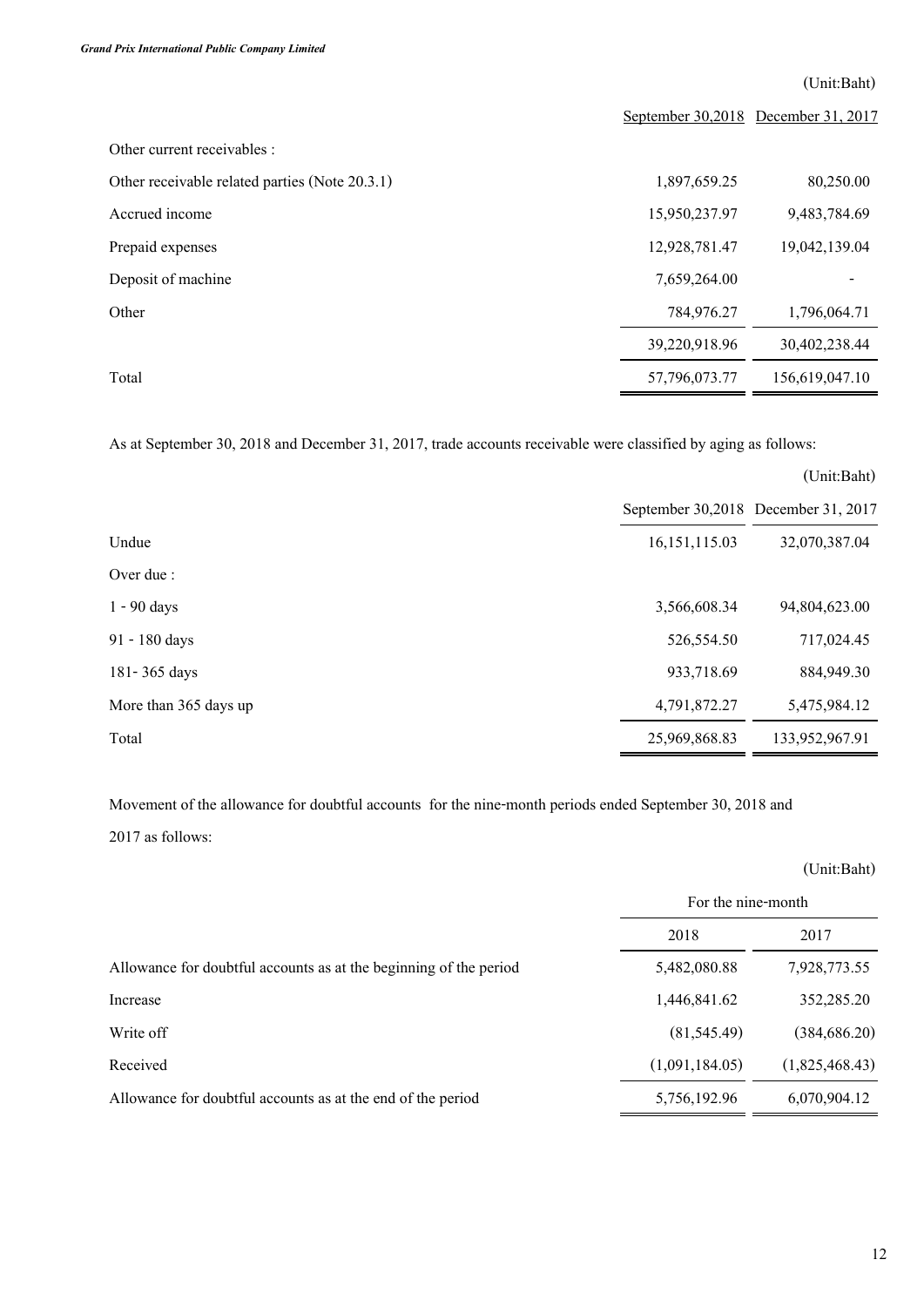(Unit:Baht)

| | September 30,2018 | December 31, 2017 |
|---|---|---|
| Other current receivables : | | |
| Other receivable related parties (Note 20.3.1) | 1,897,659.25 | 80,250.00 |
| Accrued income | 15,950,237.97 | 9,483,784.69 |
| Prepaid expenses | 12,928,781.47 | 19,042,139.04 |
| Deposit of machine | 7,659,264.00 | - |
| Other | 784,976.27 | 1,796,064.71 |
| | 39,220,918.96 | 30,402,238.44 |
| Total | 57,796,073.77 | 156,619,047.10 |

As at September 30, 2018 and December 31, 2017, trade accounts receivable were classified by aging as follows:

(Unit:Baht)

| | September 30,2018 | December 31, 2017 |
|---|---|---|
| Undue | 16,151,115.03 | 32,070,387.04 |
| Over due : | | |
| 1 - 90 days | 3,566,608.34 | 94,804,623.00 |
| 91 - 180 days | 526,554.50 | 717,024.45 |
| 181- 365 days | 933,718.69 | 884,949.30 |
| More than 365 days up | 4,791,872.27 | 5,475,984.12 |
| Total | 25,969,868.83 | 133,952,967.91 |

Movement of the allowance for doubtful accounts for the nine-month periods ended September 30, 2018 and 2017 as follows:

(Unit:Baht)

| | For the nine-month | |
|---|---|---|
| | 2018 | 2017 |
| Allowance for doubtful accounts as at the beginning of the period | 5,482,080.88 | 7,928,773.55 |
| Increase | 1,446,841.62 | 352,285.20 |
| Write off | (81,545.49) | (384,686.20) |
| Received | (1,091,184.05) | (1,825,468.43) |
| Allowance for doubtful accounts as at the end of the period | 5,756,192.96 | 6,070,904.12 |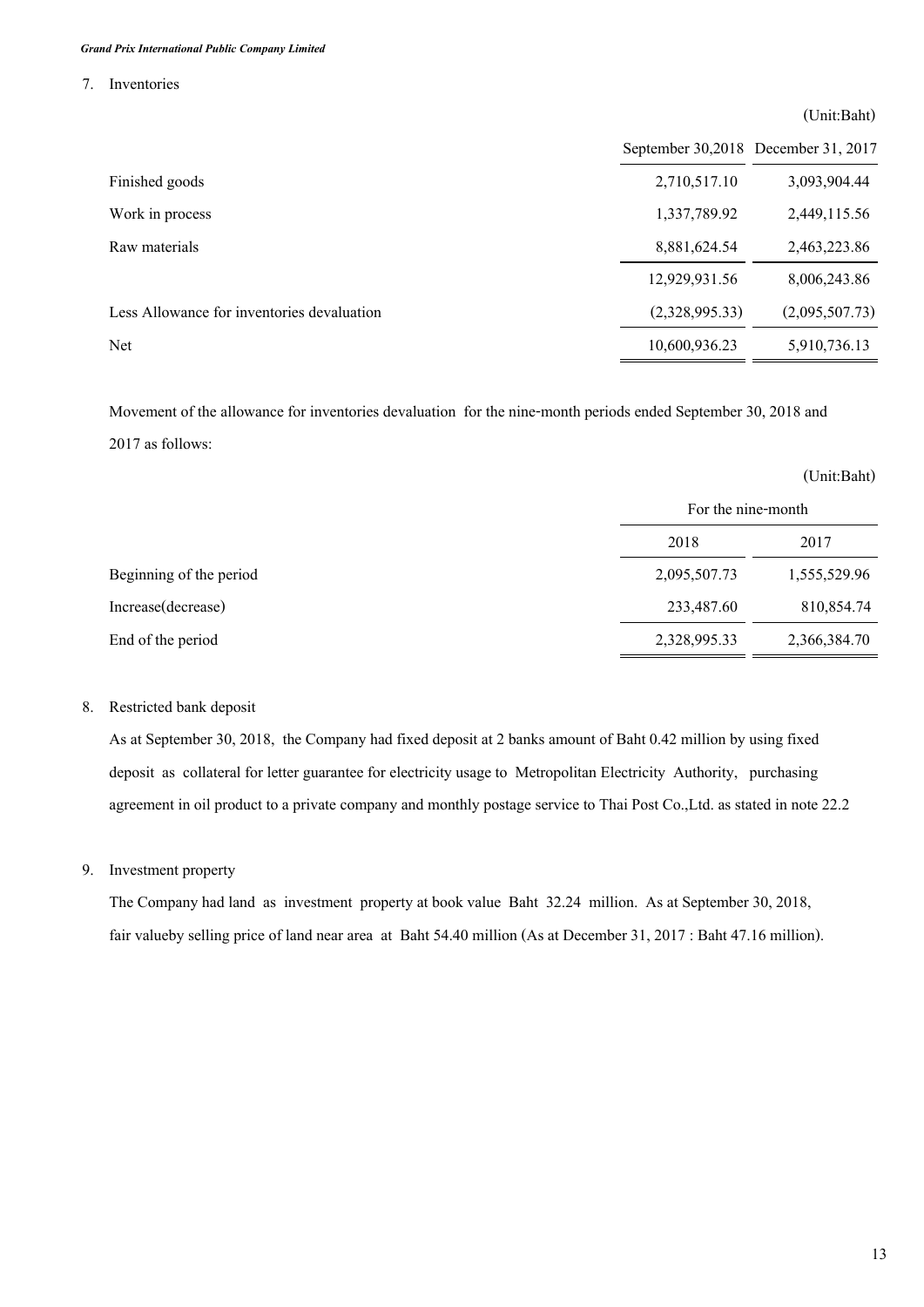## 7. Inventories

(Unit:Baht)

| | September 30,2018 | December 31, 2017 |
|---|---|---|
| Finished goods | 2,710,517.10 | 3,093,904.44 |
| Work in process | 1,337,789.92 | 2,449,115.56 |
| Raw materials | 8,881,624.54 | 2,463,223.86 |
| | 12,929,931.56 | 8,006,243.86 |
| Less Allowance for inventories devaluation | (2,328,995.33) | (2,095,507.73) |
| Net | 10,600,936.23 | 5,910,736.13 |

Movement of the allowance for inventories devaluation for the nine-month periods ended September 30, 2018 and 2017 as follows:

(Unit:Baht)

| | For the nine-month | |
|---|---|---|
| | 2018 | 2017 |
| Beginning of the period | 2,095,507.73 | 1,555,529.96 |
| Increase(decrease) | 233,487.60 | 810,854.74 |
| End of the period | 2,328,995.33 | 2,366,384.70 |

## 8. Restricted bank deposit

As at September 30, 2018, the Company had fixed deposit at 2 banks amount of Baht 0.42 million by using fixed deposit as collateral for letter guarantee for electricity usage to Metropolitan Electricity Authority, purchasing agreement in oil product to a private company and monthly postage service to Thai Post Co.,Ltd. as stated in note 22.2

## 9. Investment property

The Company had land as investment property at book value Baht 32.24 million. As at September 30, 2018, fair valueby selling price of land near area at Baht 54.40 million (As at December 31, 2017 : Baht 47.16 million).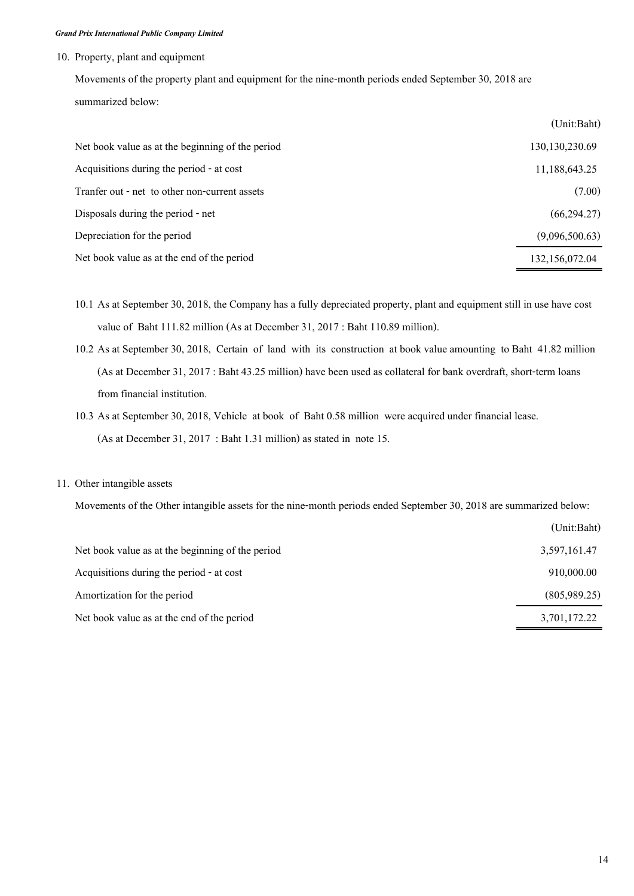10. Property, plant and equipment

Movements of the property plant and equipment for the nine-month periods ended September 30, 2018 are summarized below:

| | (Unit:Baht) |
|---|---|
| Net book value as at the beginning of the period | 130,130,230.69 |
| Acquisitions during the period - at cost | 11,188,643.25 |
| Tranfer out - net to other non-current assets | (7.00) |
| Disposals during the period - net | (66,294.27) |
| Depreciation for the period | (9,096,500.63) |
| Net book value as at the end of the period | 132,156,072.04 |

10.1 As at September 30, 2018, the Company has a fully depreciated property, plant and equipment still in use have cost value of Baht 111.82 million (As at December 31, 2017 : Baht 110.89 million).

10.2 As at September 30, 2018, Certain of land with its construction at book value amounting to Baht 41.82 million (As at December 31, 2017 : Baht 43.25 million) have been used as collateral for bank overdraft, short-term loans from financial institution.

10.3 As at September 30, 2018, Vehicle at book of Baht 0.58 million were acquired under financial lease. (As at December 31, 2017 : Baht 1.31 million) as stated in note 15.

11. Other intangible assets

Movements of the Other intangible assets for the nine-month periods ended September 30, 2018 are summarized below:

| | (Unit:Baht) |
|---|---|
| Net book value as at the beginning of the period | 3,597,161.47 |
| Acquisitions during the period - at cost | 910,000.00 |
| Amortization for the period | (805,989.25) |
| Net book value as at the end of the period | 3,701,172.22 |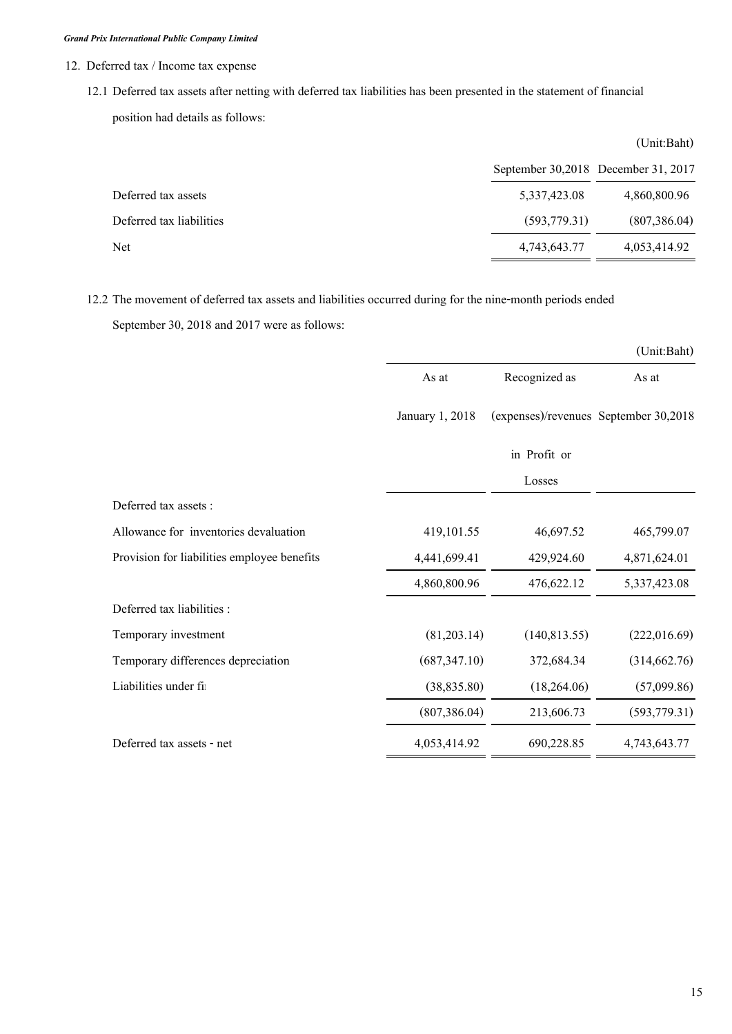12. Deferred tax / Income tax expense

12.1 Deferred tax assets after netting with deferred tax liabilities has been presented in the statement of financial position had details as follows:

(Unit:Baht)

| | September 30,2018 | December 31, 2017 |
|---|---|---|
| Deferred tax assets | 5,337,423.08 | 4,860,800.96 |
| Deferred tax liabilities | (593,779.31) | (807,386.04) |
| Net | 4,743,643.77 | 4,053,414.92 |

12.2 The movement of deferred tax assets and liabilities occurred during for the nine-month periods ended September 30, 2018 and 2017 were as follows:

(Unit:Baht)

| | As at January 1, 2018 | Recognized as (expenses)/revenues in Profit or Losses | As at September 30,2018 |
|---|---|---|---|
| Deferred tax assets : | | | |
| Allowance for inventories devaluation | 419,101.55 | 46,697.52 | 465,799.07 |
| Provision for liabilities employee benefits | 4,441,699.41 | 429,924.60 | 4,871,624.01 |
| | 4,860,800.96 | 476,622.12 | 5,337,423.08 |
| Deferred tax liabilities : | | | |
| Temporary investment | (81,203.14) | (140,813.55) | (222,016.69) |
| Temporary differences depreciation | (687,347.10) | 372,684.34 | (314,662.76) |
| Liabilities under fi | (38,835.80) | (18,264.06) | (57,099.86) |
| | (807,386.04) | 213,606.73 | (593,779.31) |
| Deferred tax assets - net | 4,053,414.92 | 690,228.85 | 4,743,643.77 |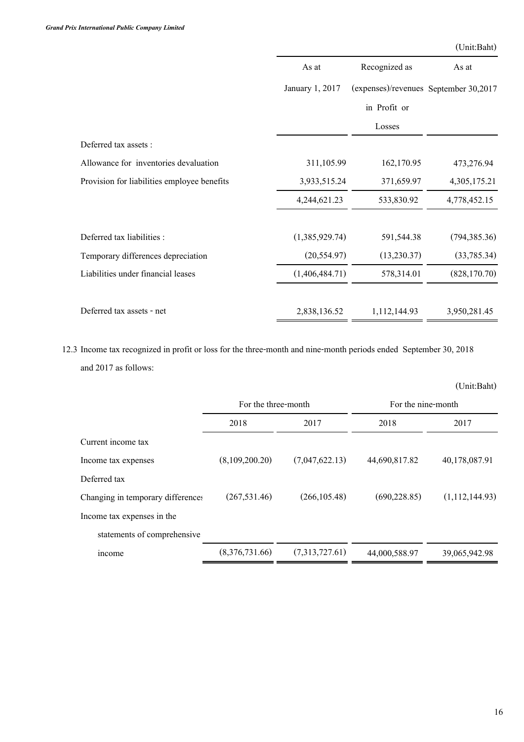(Unit:Baht)

| | As at January 1, 2017 | Recognized as (expenses)/revenues in Profit or Losses | As at September 30,2017 |
|---|---|---|---|
| Deferred tax assets : | | | |
| Allowance for inventories devaluation | 311,105.99 | 162,170.95 | 473,276.94 |
| Provision for liabilities employee benefits | 3,933,515.24 | 371,659.97 | 4,305,175.21 |
| | 4,244,621.23 | 533,830.92 | 4,778,452.15 |
| Deferred tax liabilities : | (1,385,929.74) | 591,544.38 | (794,385.36) |
| Temporary differences depreciation | (20,554.97) | (13,230.37) | (33,785.34) |
| Liabilities under financial leases | (1,406,484.71) | 578,314.01 | (828,170.70) |
| Deferred tax assets - net | 2,838,136.52 | 1,112,144.93 | 3,950,281.45 |

12.3 Income tax recognized in profit or loss for the three-month and nine-month periods ended September 30, 2018 and 2017 as follows:

(Unit:Baht)

| | For the three-month | | For the nine-month | |
|---|---|---|---|---|
| | 2018 | 2017 | 2018 | 2017 |
| Current income tax | | | | |
| Income tax expenses | (8,109,200.20) | (7,047,622.13) | 44,690,817.82 | 40,178,087.91 |
| Deferred tax | | | | |
| Changing in temporary differences | (267,531.46) | (266,105.48) | (690,228.85) | (1,112,144.93) |
| Income tax expenses in the statements of comprehensive income | (8,376,731.66) | (7,313,727.61) | 44,000,588.97 | 39,065,942.98 |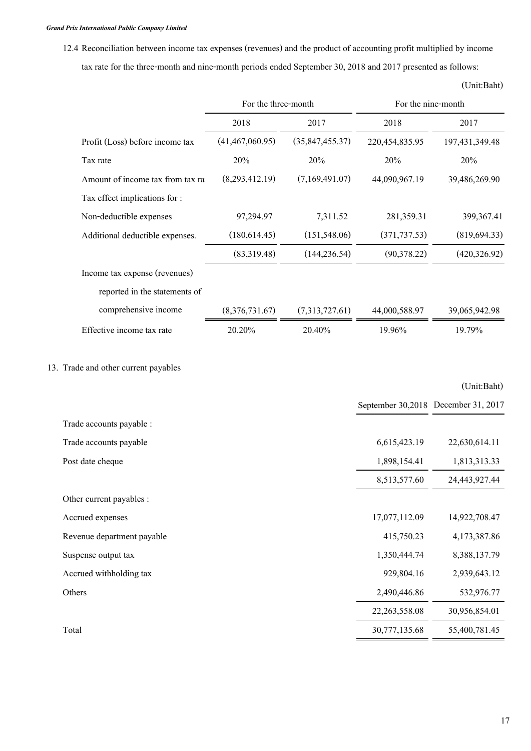12.4 Reconciliation between income tax expenses (revenues) and the product of accounting profit multiplied by income tax rate for the three-month and nine-month periods ended September 30, 2018 and 2017 presented as follows:

(Unit:Baht)

| | For the three-month | | For the nine-month | |
|---|---|---|---|---|
| | 2018 | 2017 | 2018 | 2017 |
| Profit (Loss) before income tax | (41,467,060.95) | (35,847,455.37) | 220,454,835.95 | 197,431,349.48 |
| Tax rate | 20% | 20% | 20% | 20% |
| Amount of income tax from tax ra | (8,293,412.19) | (7,169,491.07) | 44,090,967.19 | 39,486,269.90 |
| Tax effect implications for : | | | | |
| Non-deductible expenses | 97,294.97 | 7,311.52 | 281,359.31 | 399,367.41 |
| Additional deductible expenses. | (180,614.45) | (151,548.06) | (371,737.53) | (819,694.33) |
| | (83,319.48) | (144,236.54) | (90,378.22) | (420,326.92) |
| Income tax expense (revenues) reported in the statements of comprehensive income | (8,376,731.67) | (7,313,727.61) | 44,000,588.97 | 39,065,942.98 |
| Effective income tax rate | 20.20% | 20.40% | 19.96% | 19.79% |

13. Trade and other current payables

(Unit:Baht)

| | September 30,2018 | December 31, 2017 |
|---|---|---|
| Trade accounts payable : | | |
| Trade accounts payable | 6,615,423.19 | 22,630,614.11 |
| Post date cheque | 1,898,154.41 | 1,813,313.33 |
| | 8,513,577.60 | 24,443,927.44 |
| Other current payables : | | |
| Accrued expenses | 17,077,112.09 | 14,922,708.47 |
| Revenue department payable | 415,750.23 | 4,173,387.86 |
| Suspense output tax | 1,350,444.74 | 8,388,137.79 |
| Accrued withholding tax | 929,804.16 | 2,939,643.12 |
| Others | 2,490,446.86 | 532,976.77 |
| | 22,263,558.08 | 30,956,854.01 |
| Total | 30,777,135.68 | 55,400,781.45 |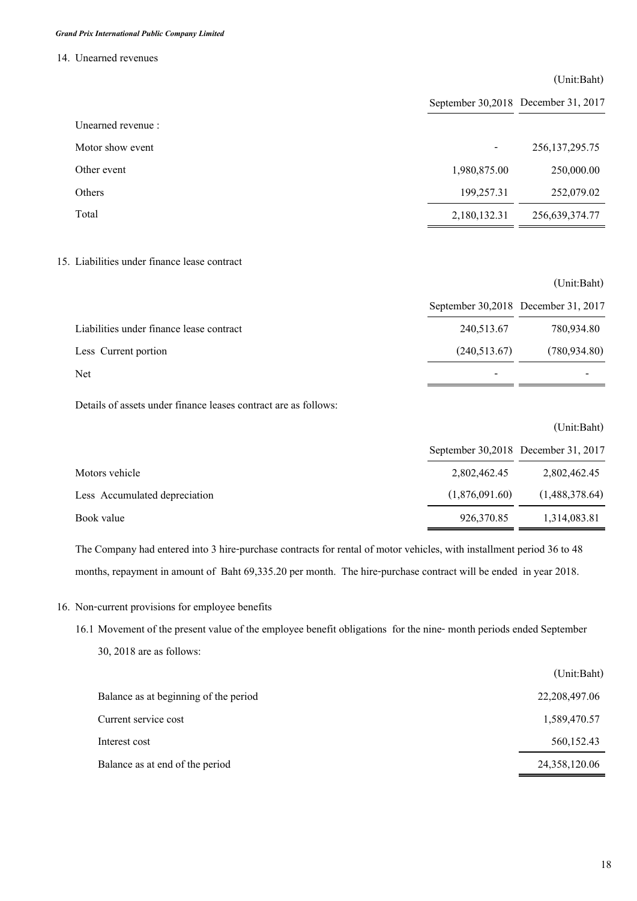14. Unearned revenues

(Unit:Baht)

| | September 30,2018 | December 31, 2017 |
|---|---|---|
| Unearned revenue : | | |
| Motor show event | - | 256,137,295.75 |
| Other event | 1,980,875.00 | 250,000.00 |
| Others | 199,257.31 | 252,079.02 |
| Total | 2,180,132.31 | 256,639,374.77 |

15. Liabilities under finance lease contract

(Unit:Baht)

| | September 30,2018 | December 31, 2017 |
|---|---|---|
| Liabilities under finance lease contract | 240,513.67 | 780,934.80 |
| Less Current portion | (240,513.67) | (780,934.80) |
| Net | - | - |

Details of assets under finance leases contract are as follows:

(Unit:Baht)

| | September 30,2018 | December 31, 2017 |
|---|---|---|
| Motors vehicle | 2,802,462.45 | 2,802,462.45 |
| Less Accumulated depreciation | (1,876,091.60) | (1,488,378.64) |
| Book value | 926,370.85 | 1,314,083.81 |

The Company had entered into 3 hire-purchase contracts for rental of motor vehicles, with installment period 36 to 48 months, repayment in amount of Baht 69,335.20 per month. The hire-purchase contract will be ended in year 2018.

16. Non-current provisions for employee benefits

16.1 Movement of the present value of the employee benefit obligations for the nine- month periods ended September 30, 2018 are as follows:

(Unit:Baht)

| | |
|---|---|
| Balance as at beginning of the period | 22,208,497.06 |
| Current service cost | 1,589,470.57 |
| Interest cost | 560,152.43 |
| Balance as at end of the period | 24,358,120.06 |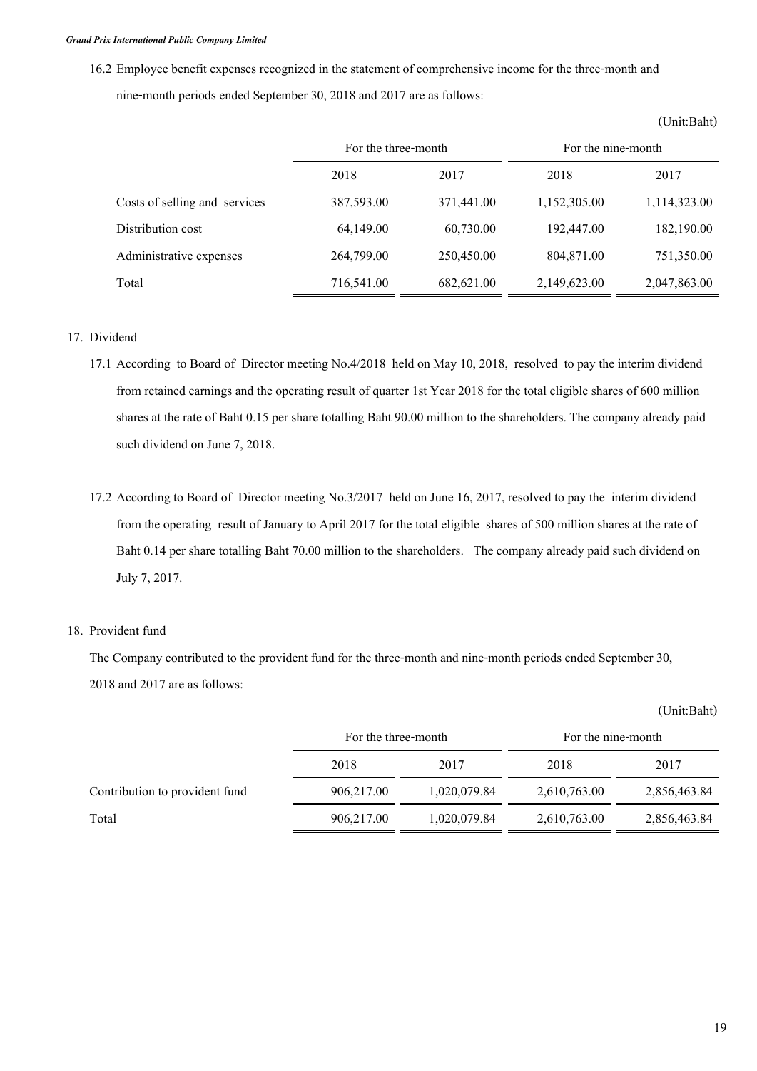16.2 Employee benefit expenses recognized in the statement of comprehensive income for the three-month and nine-month periods ended September 30, 2018 and 2017 are as follows:

(Unit:Baht)

| | For the three-month | | For the nine-month | |
|---|---|---|---|---|
| | 2018 | 2017 | 2018 | 2017 |
| Costs of selling and services | 387,593.00 | 371,441.00 | 1,152,305.00 | 1,114,323.00 |
| Distribution cost | 64,149.00 | 60,730.00 | 192,447.00 | 182,190.00 |
| Administrative expenses | 264,799.00 | 250,450.00 | 804,871.00 | 751,350.00 |
| Total | 716,541.00 | 682,621.00 | 2,149,623.00 | 2,047,863.00 |

## 17. Dividend

17.1 According to Board of Director meeting No.4/2018 held on May 10, 2018, resolved to pay the interim dividend from retained earnings and the operating result of quarter 1st Year 2018 for the total eligible shares of 600 million shares at the rate of Baht 0.15 per share totalling Baht 90.00 million to the shareholders. The company already paid such dividend on June 7, 2018.

17.2 According to Board of Director meeting No.3/2017 held on June 16, 2017, resolved to pay the interim dividend from the operating result of January to April 2017 for the total eligible shares of 500 million shares at the rate of Baht 0.14 per share totalling Baht 70.00 million to the shareholders. The company already paid such dividend on July 7, 2017.

## 18. Provident fund

The Company contributed to the provident fund for the three-month and nine-month periods ended September 30, 2018 and 2017 are as follows:

(Unit:Baht)

| | For the three-month | | For the nine-month | |
|---|---|---|---|---|
| | 2018 | 2017 | 2018 | 2017 |
| Contribution to provident fund | 906,217.00 | 1,020,079.84 | 2,610,763.00 | 2,856,463.84 |
| Total | 906,217.00 | 1,020,079.84 | 2,610,763.00 | 2,856,463.84 |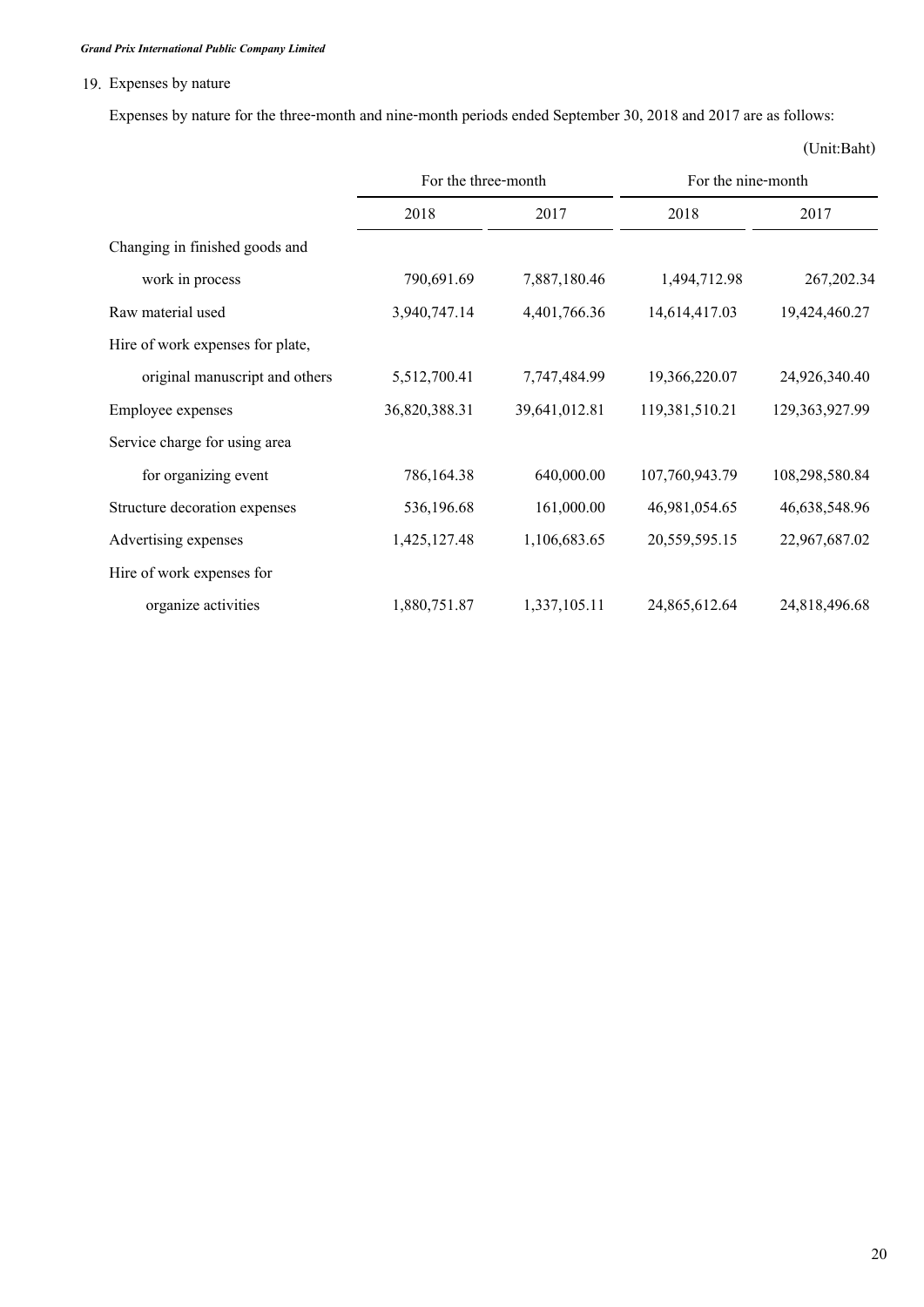## 19. Expenses by nature

Expenses by nature for the three-month and nine-month periods ended September 30, 2018 and 2017 are as follows:

(Unit:Baht)

| | For the three-month | | For the nine-month | |
|---|---|---|---|---|
| | 2018 | 2017 | 2018 | 2017 |
| Changing in finished goods and work in process | 790,691.69 | 7,887,180.46 | 1,494,712.98 | 267,202.34 |
| Raw material used | 3,940,747.14 | 4,401,766.36 | 14,614,417.03 | 19,424,460.27 |
| Hire of work expenses for plate, original manuscript and others | 5,512,700.41 | 7,747,484.99 | 19,366,220.07 | 24,926,340.40 |
| Employee expenses | 36,820,388.31 | 39,641,012.81 | 119,381,510.21 | 129,363,927.99 |
| Service charge for using area for organizing event | 786,164.38 | 640,000.00 | 107,760,943.79 | 108,298,580.84 |
| Structure decoration expenses | 536,196.68 | 161,000.00 | 46,981,054.65 | 46,638,548.96 |
| Advertising expenses | 1,425,127.48 | 1,106,683.65 | 20,559,595.15 | 22,967,687.02 |
| Hire of work expenses for organize activities | 1,880,751.87 | 1,337,105.11 | 24,865,612.64 | 24,818,496.68 |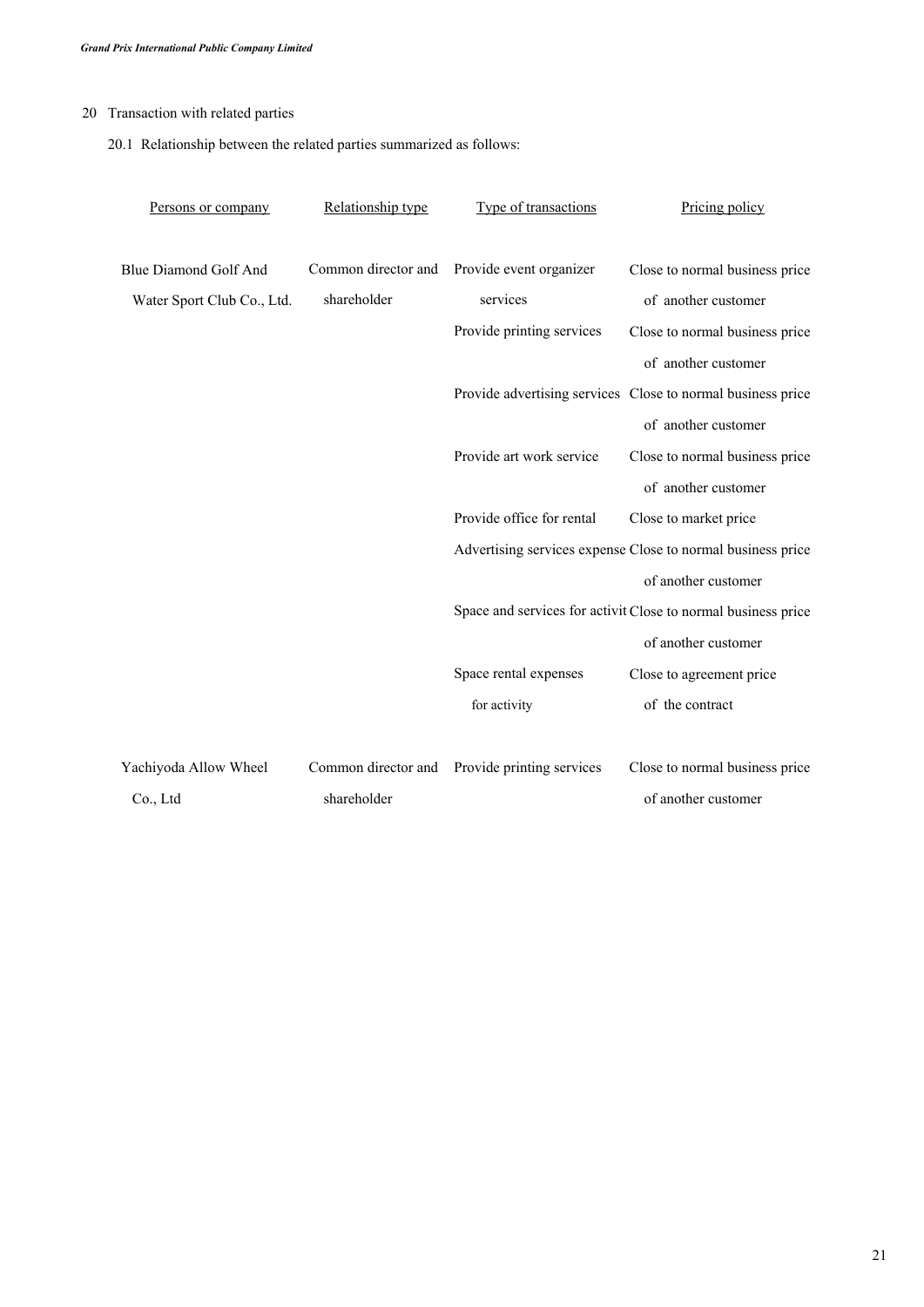## 20 Transaction with related parties

### 20.1 Relationship between the related parties summarized as follows:

| Persons or company | Relationship type | Type of transactions | Pricing policy |
|---|---|---|---|
| Blue Diamond Golf And Water Sport Club Co., Ltd. | Common director and shareholder | Provide event organizer services | Close to normal business price of another customer |
| | | Provide printing services | Close to normal business price of another customer |
| | | Provide advertising services | Close to normal business price of another customer |
| | | Provide art work service | Close to normal business price of another customer |
| | | Provide office for rental | Close to market price |
| | | Advertising services expense | Close to normal business price of another customer |
| | | Space and services for activit | Close to normal business price of another customer |
| | | Space rental expenses for activity | Close to agreement price of the contract |
| Yachiyoda Allow Wheel Co., Ltd | Common director and shareholder | Provide printing services | Close to normal business price of another customer |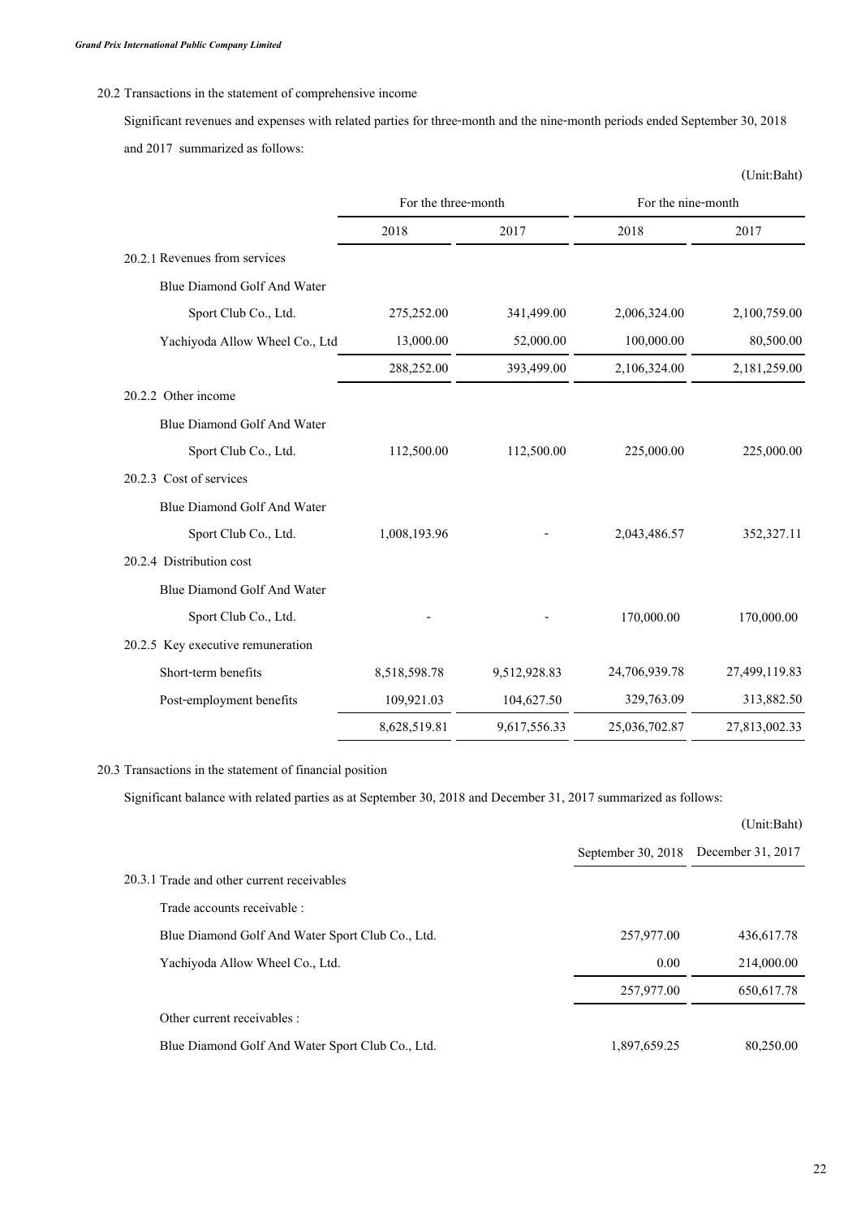20.2 Transactions in the statement of comprehensive income

Significant revenues and expenses with related parties for three-month and the nine-month periods ended September 30, 2018 and 2017 summarized as follows:

(Unit:Baht)

| | For the three-month | | For the nine-month | |
|---|---|---|---|---|
| | 2018 | 2017 | 2018 | 2017 |
| 20.2.1 Revenues from services | | | | |
| Blue Diamond Golf And Water Sport Club Co., Ltd. | 275,252.00 | 341,499.00 | 2,006,324.00 | 2,100,759.00 |
| Yachiyoda Allow Wheel Co., Ltd | 13,000.00 | 52,000.00 | 100,000.00 | 80,500.00 |
| | 288,252.00 | 393,499.00 | 2,106,324.00 | 2,181,259.00 |
| 20.2.2 Other income | | | | |
| Blue Diamond Golf And Water Sport Club Co., Ltd. | 112,500.00 | 112,500.00 | 225,000.00 | 225,000.00 |
| 20.2.3 Cost of services | | | | |
| Blue Diamond Golf And Water Sport Club Co., Ltd. | 1,008,193.96 | - | 2,043,486.57 | 352,327.11 |
| 20.2.4 Distribution cost | | | | |
| Blue Diamond Golf And Water Sport Club Co., Ltd. | - | - | 170,000.00 | 170,000.00 |
| 20.2.5 Key executive remuneration | | | | |
| Short-term benefits | 8,518,598.78 | 9,512,928.83 | 24,706,939.78 | 27,499,119.83 |
| Post-employment benefits | 109,921.03 | 104,627.50 | 329,763.09 | 313,882.50 |
| | 8,628,519.81 | 9,617,556.33 | 25,036,702.87 | 27,813,002.33 |

20.3 Transactions in the statement of financial position

Significant balance with related parties as at September 30, 2018 and December 31, 2017 summarized as follows:

(Unit:Baht)

| | September 30, 2018 | December 31, 2017 |
|---|---|---|
| 20.3.1 Trade and other current receivables | | |
| Trade accounts receivable : | | |
| Blue Diamond Golf And Water Sport Club Co., Ltd. | 257,977.00 | 436,617.78 |
| Yachiyoda Allow Wheel Co., Ltd. | 0.00 | 214,000.00 |
| | 257,977.00 | 650,617.78 |
| Other current receivables : | | |
| Blue Diamond Golf And Water Sport Club Co., Ltd. | 1,897,659.25 | 80,250.00 |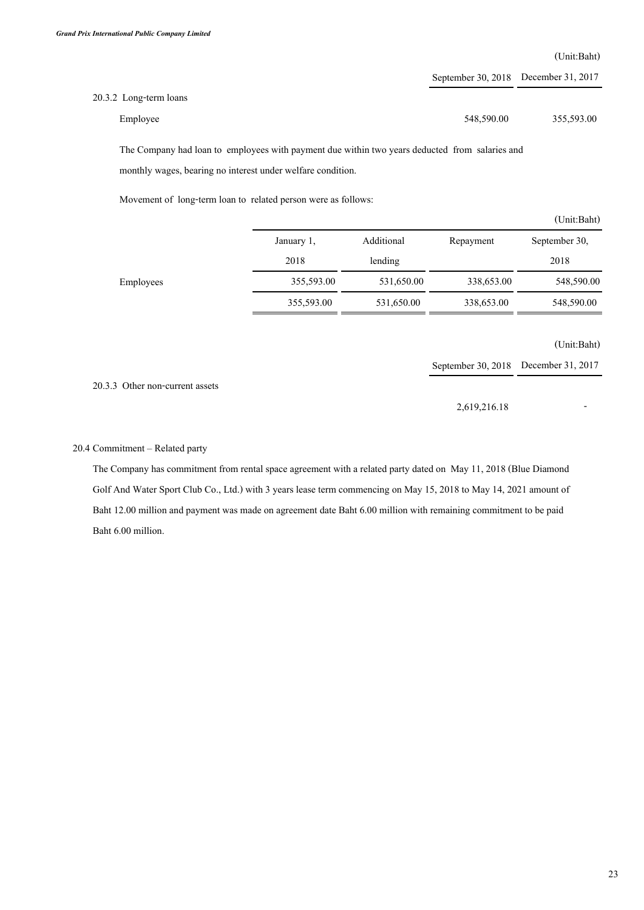(Unit:Baht)

| | September 30, 2018 | December 31, 2017 |
|---|---|---|
| 20.3.2 Long-term loans | | |
| Employee | 548,590.00 | 355,593.00 |

The Company had loan to employees with payment due within two years deducted from salaries and monthly wages, bearing no interest under welfare condition.

Movement of long-term loan to related person were as follows:

(Unit:Baht)

| | January 1, 2018 | Additional lending | Repayment | September 30, 2018 |
|---|---|---|---|---|
| Employees | 355,593.00 | 531,650.00 | 338,653.00 | 548,590.00 |
| | 355,593.00 | 531,650.00 | 338,653.00 | 548,590.00 |

(Unit:Baht)

| | September 30, 2018 | December 31, 2017 |
|---|---|---|
| 20.3.3 Other non-current assets | | |
| | 2,619,216.18 | - |

20.4 Commitment – Related party

The Company has commitment from rental space agreement with a related party dated on May 11, 2018 (Blue Diamond Golf And Water Sport Club Co., Ltd.) with 3 years lease term commencing on May 15, 2018 to May 14, 2021 amount of Baht 12.00 million and payment was made on agreement date Baht 6.00 million with remaining commitment to be paid Baht 6.00 million.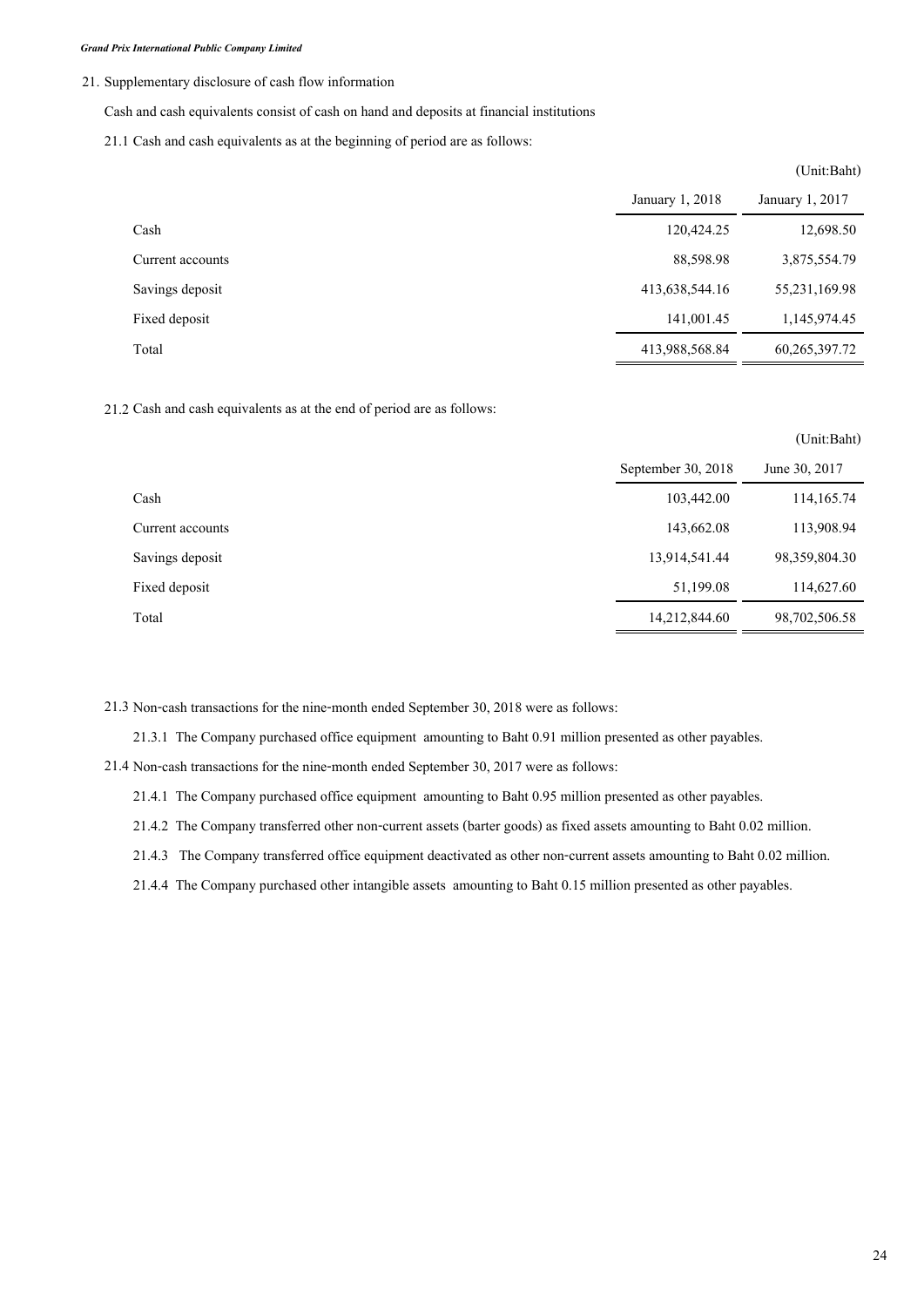21. Supplementary disclosure of cash flow information

Cash and cash equivalents consist of cash on hand and deposits at financial institutions

21.1 Cash and cash equivalents as at the beginning of period are as follows:

(Unit:Baht)

| | January 1, 2018 | January 1, 2017 |
|---|---|---|
| Cash | 120,424.25 | 12,698.50 |
| Current accounts | 88,598.98 | 3,875,554.79 |
| Savings deposit | 413,638,544.16 | 55,231,169.98 |
| Fixed deposit | 141,001.45 | 1,145,974.45 |
| Total | 413,988,568.84 | 60,265,397.72 |

21.2 Cash and cash equivalents as at the end of period are as follows:

(Unit:Baht)

| | September 30, 2018 | June 30, 2017 |
|---|---|---|
| Cash | 103,442.00 | 114,165.74 |
| Current accounts | 143,662.08 | 113,908.94 |
| Savings deposit | 13,914,541.44 | 98,359,804.30 |
| Fixed deposit | 51,199.08 | 114,627.60 |
| Total | 14,212,844.60 | 98,702,506.58 |

21.3 Non-cash transactions for the nine-month ended September 30, 2018 were as follows:

21.3.1 The Company purchased office equipment amounting to Baht 0.91 million presented as other payables.

21.4 Non-cash transactions for the nine-month ended September 30, 2017 were as follows:

21.4.1 The Company purchased office equipment amounting to Baht 0.95 million presented as other payables.

21.4.2 The Company transferred other non-current assets (barter goods) as fixed assets amounting to Baht 0.02 million.

21.4.3 The Company transferred office equipment deactivated as other non-current assets amounting to Baht 0.02 million.

21.4.4 The Company purchased other intangible assets amounting to Baht 0.15 million presented as other payables.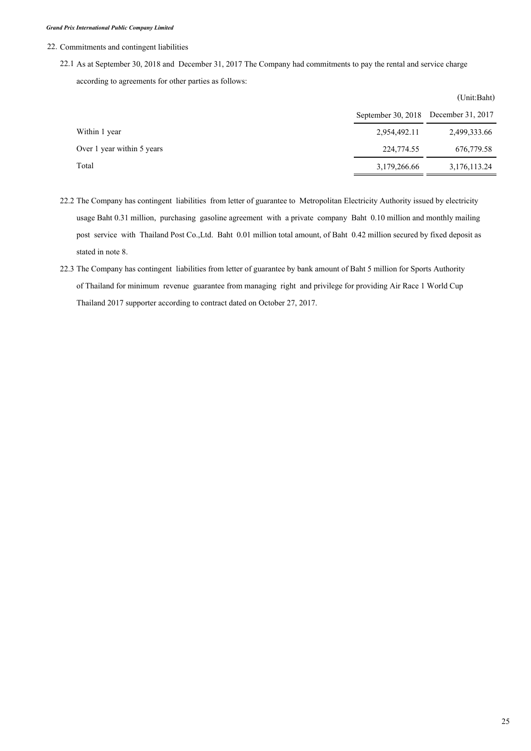## 22. Commitments and contingent liabilities

22.1 As at September 30, 2018 and December 31, 2017 The Company had commitments to pay the rental and service charge according to agreements for other parties as follows:

(Unit:Baht)

| | September 30, 2018 | December 31, 2017 |
|---|---|---|
| Within 1 year | 2,954,492.11 | 2,499,333.66 |
| Over 1 year within 5 years | 224,774.55 | 676,779.58 |
| Total | 3,179,266.66 | 3,176,113.24 |

22.2 The Company has contingent liabilities from letter of guarantee to Metropolitan Electricity Authority issued by electricity usage Baht 0.31 million, purchasing gasoline agreement with a private company Baht 0.10 million and monthly mailing post service with Thailand Post Co.,Ltd. Baht 0.01 million total amount, of Baht 0.42 million secured by fixed deposit as stated in note 8.

22.3 The Company has contingent liabilities from letter of guarantee by bank amount of Baht 5 million for Sports Authority of Thailand for minimum revenue guarantee from managing right and privilege for providing Air Race 1 World Cup Thailand 2017 supporter according to contract dated on October 27, 2017.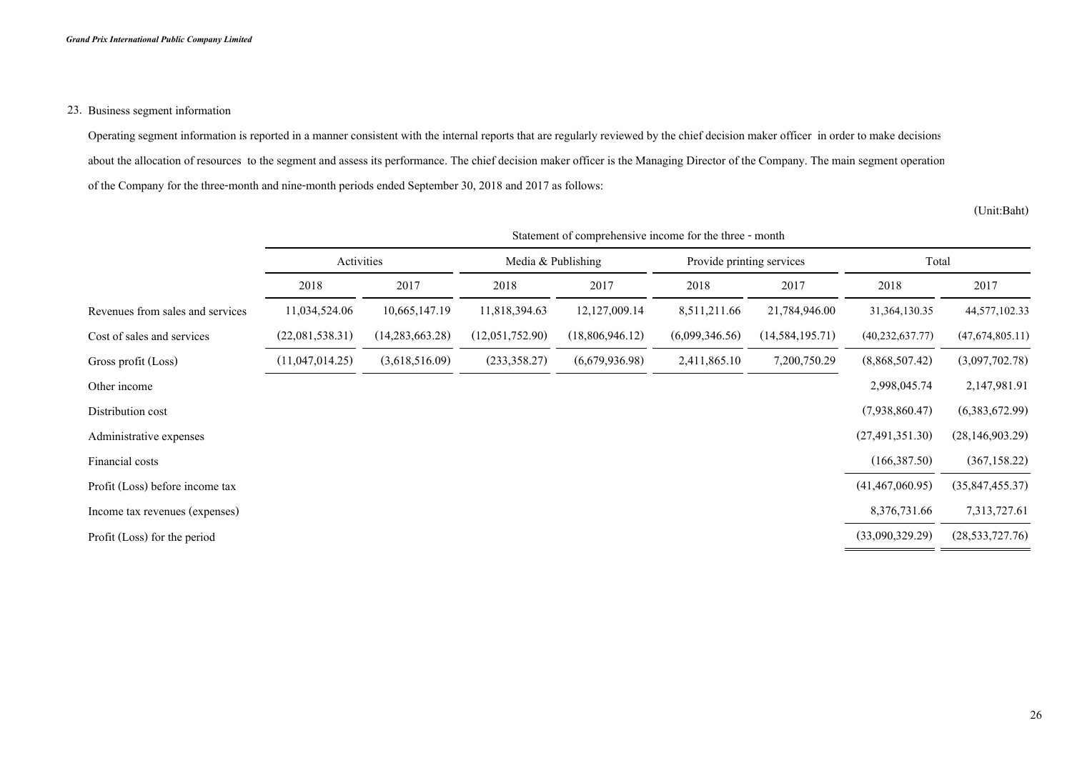## 23. Business segment information

Operating segment information is reported in a manner consistent with the internal reports that are regularly reviewed by the chief decision maker officer in order to make decisions about the allocation of resources to the segment and assess its performance. The chief decision maker officer is the Managing Director of the Company. The main segment operation of the Company for the three-month and nine-month periods ended September 30, 2018 and 2017 as follows:

(Unit:Baht)

| | Statement of comprehensive income for the three - month | | | | | | | |
|---|---|---|---|---|---|---|---|---|
| | Activities | | Media & Publishing | | Provide printing services | | Total | |
| | 2018 | 2017 | 2018 | 2017 | 2018 | 2017 | 2018 | 2017 |
| Revenues from sales and services | 11,034,524.06 | 10,665,147.19 | 11,818,394.63 | 12,127,009.14 | 8,511,211.66 | 21,784,946.00 | 31,364,130.35 | 44,577,102.33 |
| Cost of sales and services | (22,081,538.31) | (14,283,663.28) | (12,051,752.90) | (18,806,946.12) | (6,099,346.56) | (14,584,195.71) | (40,232,637.77) | (47,674,805.11) |
| Gross profit (Loss) | (11,047,014.25) | (3,618,516.09) | (233,358.27) | (6,679,936.98) | 2,411,865.10 | 7,200,750.29 | (8,868,507.42) | (3,097,702.78) |
| Other income | | | | | | | 2,998,045.74 | 2,147,981.91 |
| Distribution cost | | | | | | | (7,938,860.47) | (6,383,672.99) |
| Administrative expenses | | | | | | | (27,491,351.30) | (28,146,903.29) |
| Financial costs | | | | | | | (166,387.50) | (367,158.22) |
| Profit (Loss) before income tax | | | | | | | (41,467,060.95) | (35,847,455.37) |
| Income tax revenues (expenses) | | | | | | | 8,376,731.66 | 7,313,727.61 |
| Profit (Loss) for the period | | | | | | | (33,090,329.29) | (28,533,727.76) |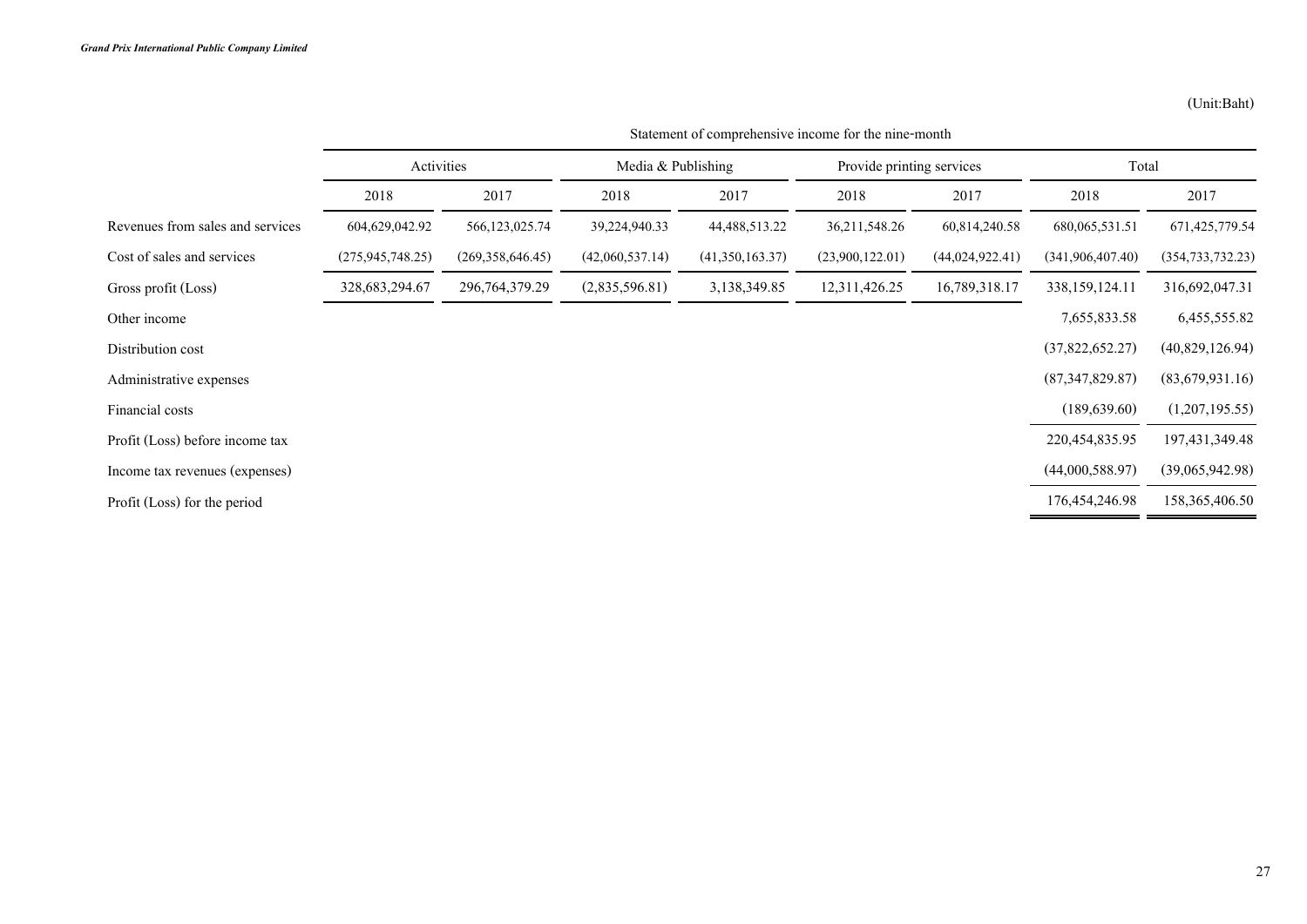(Unit:Baht)

| | Statement of comprehensive income for the nine-month | | | | | | | |
|---|---|---|---|---|---|---|---|---|
| | Activities | | Media & Publishing | | Provide printing services | | Total | |
| | 2018 | 2017 | 2018 | 2017 | 2018 | 2017 | 2018 | 2017 |
| Revenues from sales and services | 604,629,042.92 | 566,123,025.74 | 39,224,940.33 | 44,488,513.22 | 36,211,548.26 | 60,814,240.58 | 680,065,531.51 | 671,425,779.54 |
| Cost of sales and services | (275,945,748.25) | (269,358,646.45) | (42,060,537.14) | (41,350,163.37) | (23,900,122.01) | (44,024,922.41) | (341,906,407.40) | (354,733,732.23) |
| Gross profit (Loss) | 328,683,294.67 | 296,764,379.29 | (2,835,596.81) | 3,138,349.85 | 12,311,426.25 | 16,789,318.17 | 338,159,124.11 | 316,692,047.31 |
| Other income | | | | | | | 7,655,833.58 | 6,455,555.82 |
| Distribution cost | | | | | | | (37,822,652.27) | (40,829,126.94) |
| Administrative expenses | | | | | | | (87,347,829.87) | (83,679,931.16) |
| Financial costs | | | | | | | (189,639.60) | (1,207,195.55) |
| Profit (Loss) before income tax | | | | | | | 220,454,835.95 | 197,431,349.48 |
| Income tax revenues (expenses) | | | | | | | (44,000,588.97) | (39,065,942.98) |
| Profit (Loss) for the period | | | | | | | 176,454,246.98 | 158,365,406.50 |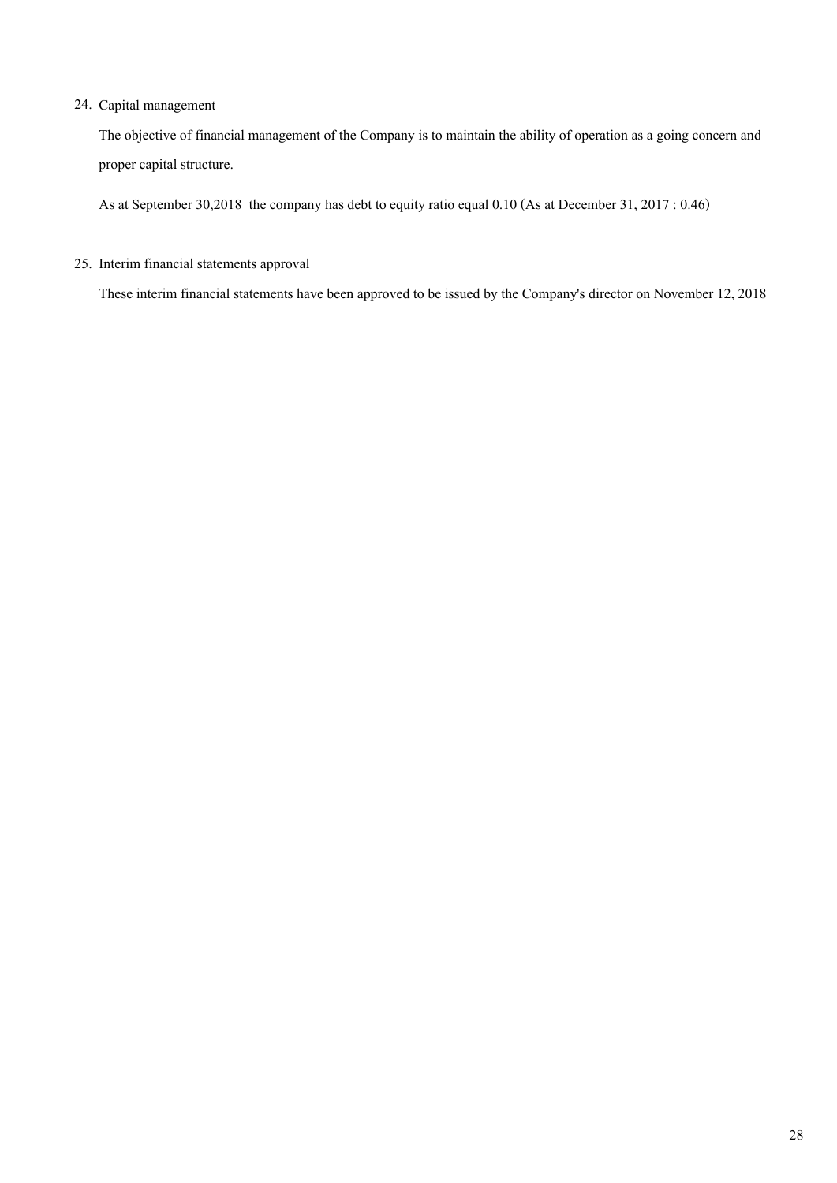## 24. Capital management

The objective of financial management of the Company is to maintain the ability of operation as a going concern and proper capital structure.

As at September 30,2018 the company has debt to equity ratio equal 0.10 (As at December 31, 2017 : 0.46)

## 25. Interim financial statements approval

These interim financial statements have been approved to be issued by the Company's director on November 12, 2018